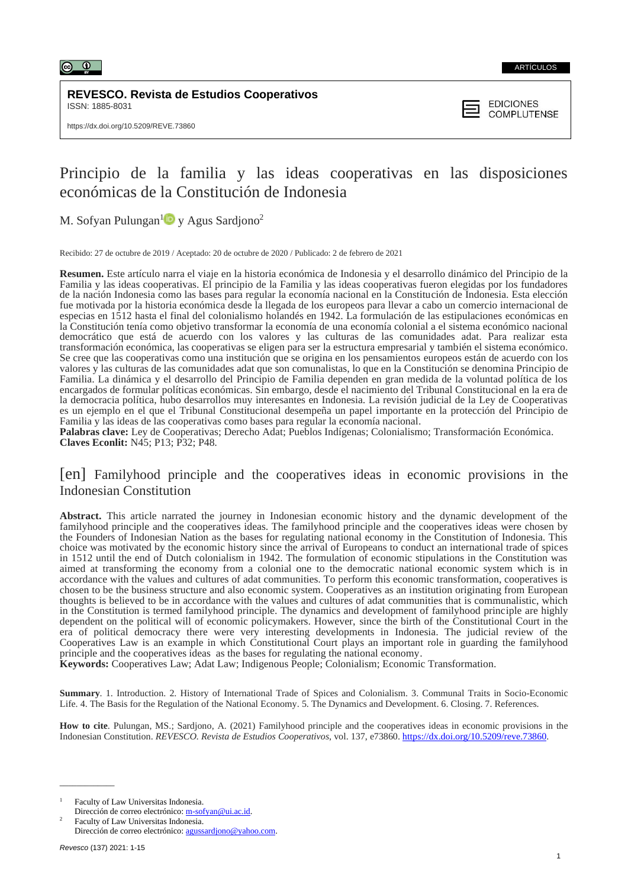ARTÍCULOS

**REVESCO. Revista de Estudios Cooperativos**
ISSN: 1885-8031

https://dx.doi.org/10.5209/REVE.73860

EDICIONES COMPLUTENSE

# Principio de la familia y las ideas cooperativas en las disposiciones económicas de la Constitución de Indonesia

M. Sofyan Pulungan[1] y Agus Sardjono[2]

Recibido: 27 de octubre de 2019 / Aceptado: 20 de octubre de 2020 / Publicado: 2 de febrero de 2021

**Resumen.** Este artículo narra el viaje en la historia económica de Indonesia y el desarrollo dinámico del Principio de la Familia y las ideas cooperativas. El principio de la Familia y las ideas cooperativas fueron elegidas por los fundadores de la nación Indonesia como las bases para regular la economía nacional en la Constitución de Indonesia. Esta elección fue motivada por la historia económica desde la llegada de los europeos para llevar a cabo un comercio internacional de especias en 1512 hasta el final del colonialismo holandés en 1942. La formulación de las estipulaciones económicas en la Constitución tenía como objetivo transformar la economía de una economía colonial a el sistema económico nacional democrático que está de acuerdo con los valores y las culturas de las comunidades adat. Para realizar esta transformación económica, las cooperativas se eligen para ser la estructura empresarial y también el sistema económico. Se cree que las cooperativas como una institución que se origina en los pensamientos europeos están de acuerdo con los valores y las culturas de las comunidades adat que son comunalistas, lo que en la Constitución se denomina Principio de Familia. La dinámica y el desarrollo del Principio de Familia dependen en gran medida de la voluntad política de los encargados de formular políticas económicas. Sin embargo, desde el nacimiento del Tribunal Constitucional en la era de la democracia política, hubo desarrollos muy interesantes en Indonesia. La revisión judicial de la Ley de Cooperativas es un ejemplo en el que el Tribunal Constitucional desempeña un papel importante en la protección del Principio de Familia y las ideas de las cooperativas como bases para regular la economía nacional.
**Palabras clave:** Ley de Cooperativas; Derecho Adat; Pueblos Indígenas; Colonialismo; Transformación Económica.
**Claves Econlit:** N45; P13; P32; P48.

# [en] Familyhood principle and the cooperatives ideas in economic provisions in the Indonesian Constitution

**Abstract.** This article narrated the journey in Indonesian economic history and the dynamic development of the familyhood principle and the cooperatives ideas. The familyhood principle and the cooperatives ideas were chosen by the Founders of Indonesian Nation as the bases for regulating national economy in the Constitution of Indonesia. This choice was motivated by the economic history since the arrival of Europeans to conduct an international trade of spices in 1512 until the end of Dutch colonialism in 1942. The formulation of economic stipulations in the Constitution was aimed at transforming the economy from a colonial one to the democratic national economic system which is in accordance with the values and cultures of adat communities. To perform this economic transformation, cooperatives is chosen to be the business structure and also economic system. Cooperatives as an institution originating from European thoughts is believed to be in accordance with the values and cultures of adat communities that is communalistic, which in the Constitution is termed familyhood principle. The dynamics and development of familyhood principle are highly dependent on the political will of economic policymakers. However, since the birth of the Constitutional Court in the era of political democracy there were very interesting developments in Indonesia. The judicial review of the Cooperatives Law is an example in which Constitutional Court plays an important role in guarding the familyhood principle and the cooperatives ideas as the bases for regulating the national economy.
**Keywords:** Cooperatives Law; Adat Law; Indigenous People; Colonialism; Economic Transformation.

**Summary**. 1. Introduction. 2. History of International Trade of Spices and Colonialism. 3. Communal Traits in Socio-Economic Life. 4. The Basis for the Regulation of the National Economy. 5. The Dynamics and Development. 6. Closing. 7. References.

**How to cite**. Pulungan, MS.; Sardjono, A. (2021) Familyhood principle and the cooperatives ideas in economic provisions in the Indonesian Constitution. *REVESCO. Revista de Estudios Cooperativos*, vol. 137, e73860. https://dx.doi.org/10.5209/reve.73860.

---

[1] Faculty of Law Universitas Indonesia.
Dirección de correo electrónico: m-sofyan@ui.ac.id.

[2] Faculty of Law Universitas Indonesia.
Dirección de correo electrónico: agussardjono@yahoo.com.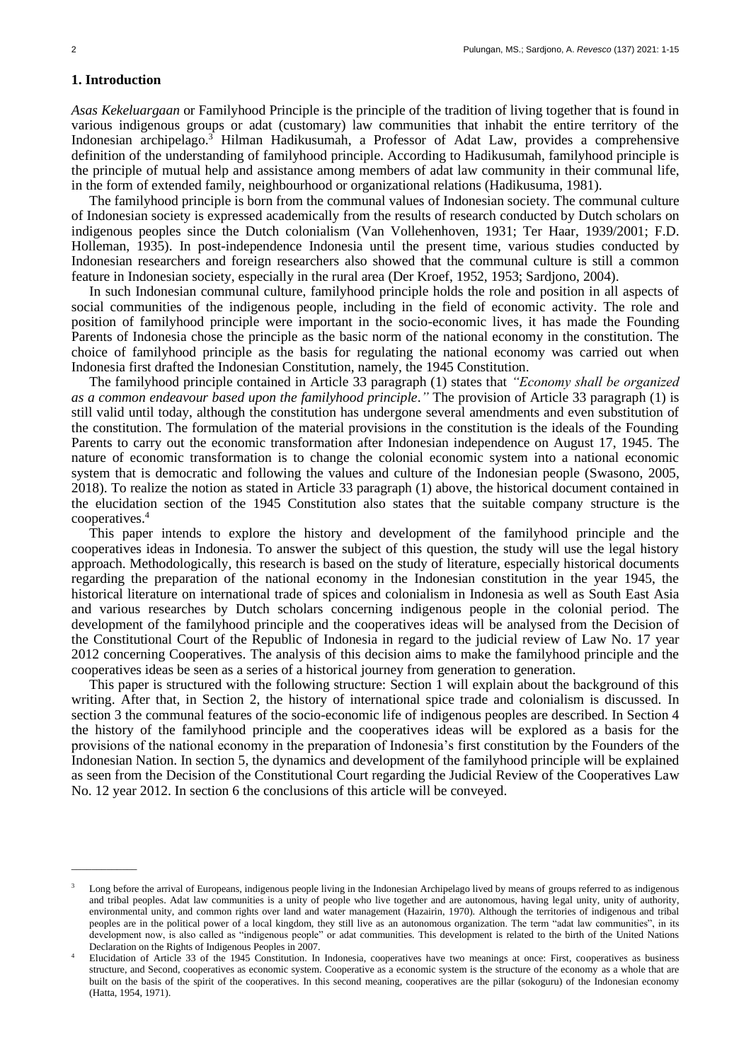## 1. Introduction

*Asas Kekeluargaan* or Familyhood Principle is the principle of the tradition of living together that is found in various indigenous groups or adat (customary) law communities that inhabit the entire territory of the Indonesian archipelago.[3] Hilman Hadikusumah, a Professor of Adat Law, provides a comprehensive definition of the understanding of familyhood principle. According to Hadikusumah, familyhood principle is the principle of mutual help and assistance among members of adat law community in their communal life, in the form of extended family, neighbourhood or organizational relations (Hadikusuma, 1981).

The familyhood principle is born from the communal values of Indonesian society. The communal culture of Indonesian society is expressed academically from the results of research conducted by Dutch scholars on indigenous peoples since the Dutch colonialism (Van Vollehenhoven, 1931; Ter Haar, 1939/2001; F.D. Holleman, 1935). In post-independence Indonesia until the present time, various studies conducted by Indonesian researchers and foreign researchers also showed that the communal culture is still a common feature in Indonesian society, especially in the rural area (Der Kroef, 1952, 1953; Sardjono, 2004).

In such Indonesian communal culture, familyhood principle holds the role and position in all aspects of social communities of the indigenous people, including in the field of economic activity. The role and position of familyhood principle were important in the socio-economic lives, it has made the Founding Parents of Indonesia chose the principle as the basic norm of the national economy in the constitution. The choice of familyhood principle as the basis for regulating the national economy was carried out when Indonesia first drafted the Indonesian Constitution, namely, the 1945 Constitution.

The familyhood principle contained in Article 33 paragraph (1) states that *"Economy shall be organized as a common endeavour based upon the familyhood principle."* The provision of Article 33 paragraph (1) is still valid until today, although the constitution has undergone several amendments and even substitution of the constitution. The formulation of the material provisions in the constitution is the ideals of the Founding Parents to carry out the economic transformation after Indonesian independence on August 17, 1945. The nature of economic transformation is to change the colonial economic system into a national economic system that is democratic and following the values and culture of the Indonesian people (Swasono, 2005, 2018). To realize the notion as stated in Article 33 paragraph (1) above, the historical document contained in the elucidation section of the 1945 Constitution also states that the suitable company structure is the cooperatives.[4]

This paper intends to explore the history and development of the familyhood principle and the cooperatives ideas in Indonesia. To answer the subject of this question, the study will use the legal history approach. Methodologically, this research is based on the study of literature, especially historical documents regarding the preparation of the national economy in the Indonesian constitution in the year 1945, the historical literature on international trade of spices and colonialism in Indonesia as well as South East Asia and various researches by Dutch scholars concerning indigenous people in the colonial period. The development of the familyhood principle and the cooperatives ideas will be analysed from the Decision of the Constitutional Court of the Republic of Indonesia in regard to the judicial review of Law No. 17 year 2012 concerning Cooperatives. The analysis of this decision aims to make the familyhood principle and the cooperatives ideas be seen as a series of a historical journey from generation to generation.

This paper is structured with the following structure: Section 1 will explain about the background of this writing. After that, in Section 2, the history of international spice trade and colonialism is discussed. In section 3 the communal features of the socio-economic life of indigenous peoples are described. In Section 4 the history of the familyhood principle and the cooperatives ideas will be explored as a basis for the provisions of the national economy in the preparation of Indonesia's first constitution by the Founders of the Indonesian Nation. In section 5, the dynamics and development of the familyhood principle will be explained as seen from the Decision of the Constitutional Court regarding the Judicial Review of the Cooperatives Law No. 12 year 2012. In section 6 the conclusions of this article will be conveyed.

---

[3] Long before the arrival of Europeans, indigenous people living in the Indonesian Archipelago lived by means of groups referred to as indigenous and tribal peoples. Adat law communities is a unity of people who live together and are autonomous, having legal unity, unity of authority, environmental unity, and common rights over land and water management (Hazairin, 1970). Although the territories of indigenous and tribal peoples are in the political power of a local kingdom, they still live as an autonomous organization. The term "adat law communities", in its development now, is also called as "indigenous people" or adat communities. This development is related to the birth of the United Nations Declaration on the Rights of Indigenous Peoples in 2007.

[4] Elucidation of Article 33 of the 1945 Constitution. In Indonesia, cooperatives have two meanings at once: First, cooperatives as business structure, and Second, cooperatives as economic system. Cooperative as a economic system is the structure of the economy as a whole that are built on the basis of the spirit of the cooperatives. In this second meaning, cooperatives are the pillar (sokoguru) of the Indonesian economy (Hatta, 1954, 1971).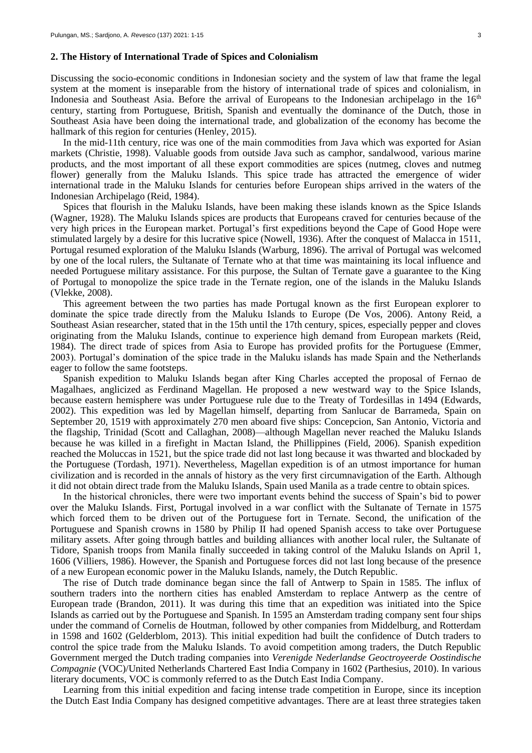## 2. The History of International Trade of Spices and Colonialism

Discussing the socio-economic conditions in Indonesian society and the system of law that frame the legal system at the moment is inseparable from the history of international trade of spices and colonialism, in Indonesia and Southeast Asia. Before the arrival of Europeans to the Indonesian archipelago in the 16th century, starting from Portuguese, British, Spanish and eventually the dominance of the Dutch, those in Southeast Asia have been doing the international trade, and globalization of the economy has become the hallmark of this region for centuries (Henley, 2015).

In the mid-11th century, rice was one of the main commodities from Java which was exported for Asian markets (Christie, 1998). Valuable goods from outside Java such as camphor, sandalwood, various marine products, and the most important of all these export commodities are spices (nutmeg, cloves and nutmeg flower) generally from the Maluku Islands. This spice trade has attracted the emergence of wider international trade in the Maluku Islands for centuries before European ships arrived in the waters of the Indonesian Archipelago (Reid, 1984).

Spices that flourish in the Maluku Islands, have been making these islands known as the Spice Islands (Wagner, 1928). The Maluku Islands spices are products that Europeans craved for centuries because of the very high prices in the European market. Portugal's first expeditions beyond the Cape of Good Hope were stimulated largely by a desire for this lucrative spice (Nowell, 1936). After the conquest of Malacca in 1511, Portugal resumed exploration of the Maluku Islands (Warburg, 1896). The arrival of Portugal was welcomed by one of the local rulers, the Sultanate of Ternate who at that time was maintaining its local influence and needed Portuguese military assistance. For this purpose, the Sultan of Ternate gave a guarantee to the King of Portugal to monopolize the spice trade in the Ternate region, one of the islands in the Maluku Islands (Vlekke, 2008).

This agreement between the two parties has made Portugal known as the first European explorer to dominate the spice trade directly from the Maluku Islands to Europe (De Vos, 2006). Antony Reid, a Southeast Asian researcher, stated that in the 15th until the 17th century, spices, especially pepper and cloves originating from the Maluku Islands, continue to experience high demand from European markets (Reid, 1984). The direct trade of spices from Asia to Europe has provided profits for the Portuguese (Emmer, 2003). Portugal's domination of the spice trade in the Maluku islands has made Spain and the Netherlands eager to follow the same footsteps.

Spanish expedition to Maluku Islands began after King Charles accepted the proposal of Fernao de Magalhaes, anglicized as Ferdinand Magellan. He proposed a new westward way to the Spice Islands, because eastern hemisphere was under Portuguese rule due to the Treaty of Tordesillas in 1494 (Edwards, 2002). This expedition was led by Magellan himself, departing from Sanlucar de Barrameda, Spain on September 20, 1519 with approximately 270 men aboard five ships: Concepcion, San Antonio, Victoria and the flagship, Trinidad (Scott and Callaghan, 2008)—although Magellan never reached the Maluku Islands because he was killed in a firefight in Mactan Island, the Phillippines (Field, 2006). Spanish expedition reached the Moluccas in 1521, but the spice trade did not last long because it was thwarted and blockaded by the Portuguese (Tordash, 1971). Nevertheless, Magellan expedition is of an utmost importance for human civilization and is recorded in the annals of history as the very first circumnavigation of the Earth. Although it did not obtain direct trade from the Maluku Islands, Spain used Manila as a trade centre to obtain spices.

In the historical chronicles, there were two important events behind the success of Spain's bid to power over the Maluku Islands. First, Portugal involved in a war conflict with the Sultanate of Ternate in 1575 which forced them to be driven out of the Portuguese fort in Ternate. Second, the unification of the Portuguese and Spanish crowns in 1580 by Philip II had opened Spanish access to take over Portuguese military assets. After going through battles and building alliances with another local ruler, the Sultanate of Tidore, Spanish troops from Manila finally succeeded in taking control of the Maluku Islands on April 1, 1606 (Villiers, 1986). However, the Spanish and Portuguese forces did not last long because of the presence of a new European economic power in the Maluku Islands, namely, the Dutch Republic.

The rise of Dutch trade dominance began since the fall of Antwerp to Spain in 1585. The influx of southern traders into the northern cities has enabled Amsterdam to replace Antwerp as the centre of European trade (Brandon, 2011). It was during this time that an expedition was initiated into the Spice Islands as carried out by the Portuguese and Spanish. In 1595 an Amsterdam trading company sent four ships under the command of Cornelis de Houtman, followed by other companies from Middelburg, and Rotterdam in 1598 and 1602 (Gelderblom, 2013). This initial expedition had built the confidence of Dutch traders to control the spice trade from the Maluku Islands. To avoid competition among traders, the Dutch Republic Government merged the Dutch trading companies into *Verenigde Nederlandse Geoctroyeerde Oostindische Compagnie* (VOC)/United Netherlands Chartered East India Company in 1602 (Parthesius, 2010). In various literary documents, VOC is commonly referred to as the Dutch East India Company.

Learning from this initial expedition and facing intense trade competition in Europe, since its inception the Dutch East India Company has designed competitive advantages. There are at least three strategies taken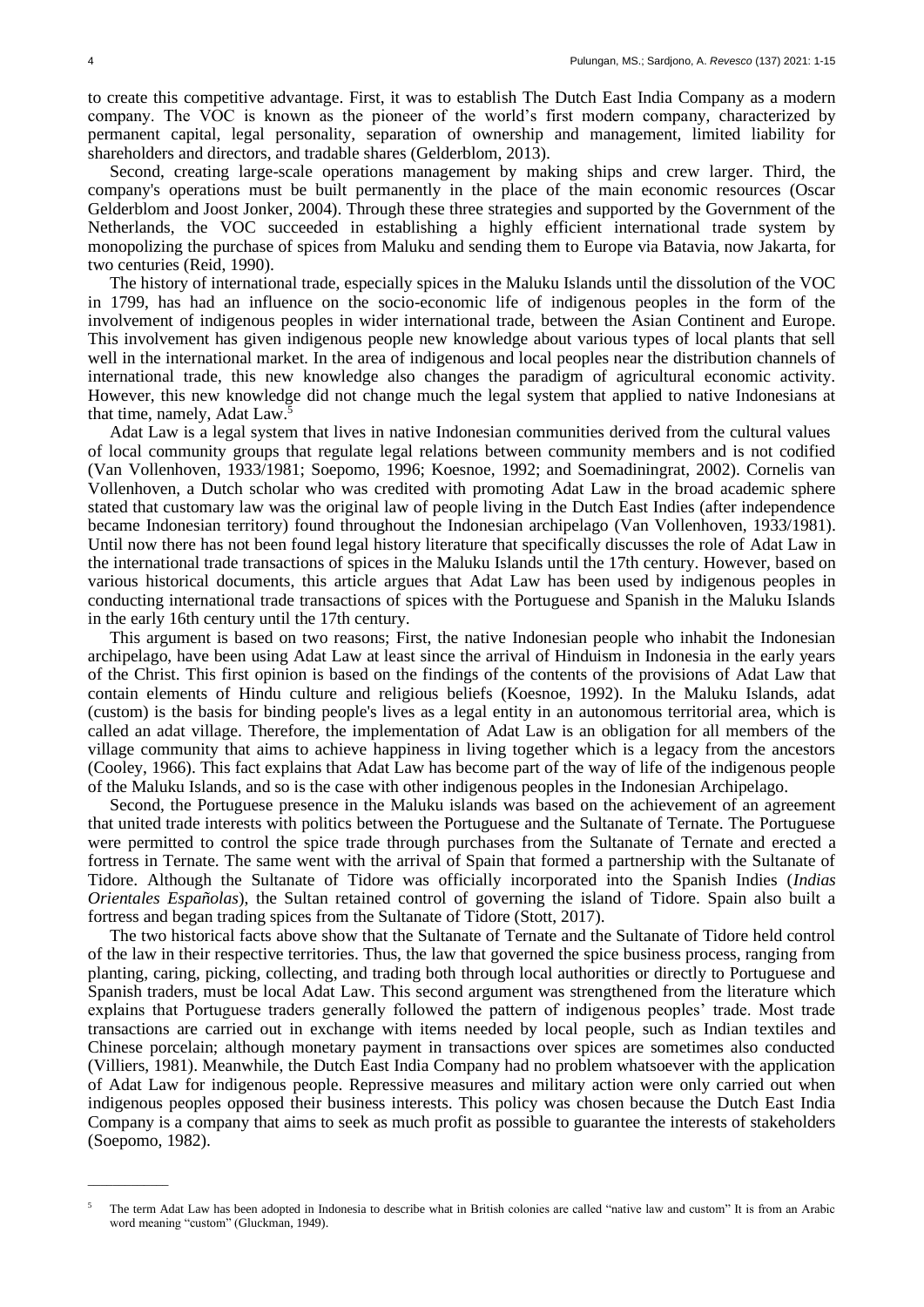to create this competitive advantage. First, it was to establish The Dutch East India Company as a modern company. The VOC is known as the pioneer of the world's first modern company, characterized by permanent capital, legal personality, separation of ownership and management, limited liability for shareholders and directors, and tradable shares (Gelderblom, 2013).

Second, creating large-scale operations management by making ships and crew larger. Third, the company's operations must be built permanently in the place of the main economic resources (Oscar Gelderblom and Joost Jonker, 2004). Through these three strategies and supported by the Government of the Netherlands, the VOC succeeded in establishing a highly efficient international trade system by monopolizing the purchase of spices from Maluku and sending them to Europe via Batavia, now Jakarta, for two centuries (Reid, 1990).

The history of international trade, especially spices in the Maluku Islands until the dissolution of the VOC in 1799, has had an influence on the socio-economic life of indigenous peoples in the form of the involvement of indigenous peoples in wider international trade, between the Asian Continent and Europe. This involvement has given indigenous people new knowledge about various types of local plants that sell well in the international market. In the area of indigenous and local peoples near the distribution channels of international trade, this new knowledge also changes the paradigm of agricultural economic activity. However, this new knowledge did not change much the legal system that applied to native Indonesians at that time, namely, Adat Law.[5]

Adat Law is a legal system that lives in native Indonesian communities derived from the cultural values of local community groups that regulate legal relations between community members and is not codified (Van Vollenhoven, 1933/1981; Soepomo, 1996; Koesnoe, 1992; and Soemadiningrat, 2002). Cornelis van Vollenhoven, a Dutch scholar who was credited with promoting Adat Law in the broad academic sphere stated that customary law was the original law of people living in the Dutch East Indies (after independence became Indonesian territory) found throughout the Indonesian archipelago (Van Vollenhoven, 1933/1981). Until now there has not been found legal history literature that specifically discusses the role of Adat Law in the international trade transactions of spices in the Maluku Islands until the 17th century. However, based on various historical documents, this article argues that Adat Law has been used by indigenous peoples in conducting international trade transactions of spices with the Portuguese and Spanish in the Maluku Islands in the early 16th century until the 17th century.

This argument is based on two reasons; First, the native Indonesian people who inhabit the Indonesian archipelago, have been using Adat Law at least since the arrival of Hinduism in Indonesia in the early years of the Christ. This first opinion is based on the findings of the contents of the provisions of Adat Law that contain elements of Hindu culture and religious beliefs (Koesnoe, 1992). In the Maluku Islands, adat (custom) is the basis for binding people's lives as a legal entity in an autonomous territorial area, which is called an adat village. Therefore, the implementation of Adat Law is an obligation for all members of the village community that aims to achieve happiness in living together which is a legacy from the ancestors (Cooley, 1966). This fact explains that Adat Law has become part of the way of life of the indigenous people of the Maluku Islands, and so is the case with other indigenous peoples in the Indonesian Archipelago.

Second, the Portuguese presence in the Maluku islands was based on the achievement of an agreement that united trade interests with politics between the Portuguese and the Sultanate of Ternate. The Portuguese were permitted to control the spice trade through purchases from the Sultanate of Ternate and erected a fortress in Ternate. The same went with the arrival of Spain that formed a partnership with the Sultanate of Tidore. Although the Sultanate of Tidore was officially incorporated into the Spanish Indies (*Indias Orientales Españolas*), the Sultan retained control of governing the island of Tidore. Spain also built a fortress and began trading spices from the Sultanate of Tidore (Stott, 2017).

The two historical facts above show that the Sultanate of Ternate and the Sultanate of Tidore held control of the law in their respective territories. Thus, the law that governed the spice business process, ranging from planting, caring, picking, collecting, and trading both through local authorities or directly to Portuguese and Spanish traders, must be local Adat Law. This second argument was strengthened from the literature which explains that Portuguese traders generally followed the pattern of indigenous peoples' trade. Most trade transactions are carried out in exchange with items needed by local people, such as Indian textiles and Chinese porcelain; although monetary payment in transactions over spices are sometimes also conducted (Villiers, 1981). Meanwhile, the Dutch East India Company had no problem whatsoever with the application of Adat Law for indigenous people. Repressive measures and military action were only carried out when indigenous peoples opposed their business interests. This policy was chosen because the Dutch East India Company is a company that aims to seek as much profit as possible to guarantee the interests of stakeholders (Soepomo, 1982).

---

[5] The term Adat Law has been adopted in Indonesia to describe what in British colonies are called "native law and custom" It is from an Arabic word meaning "custom" (Gluckman, 1949).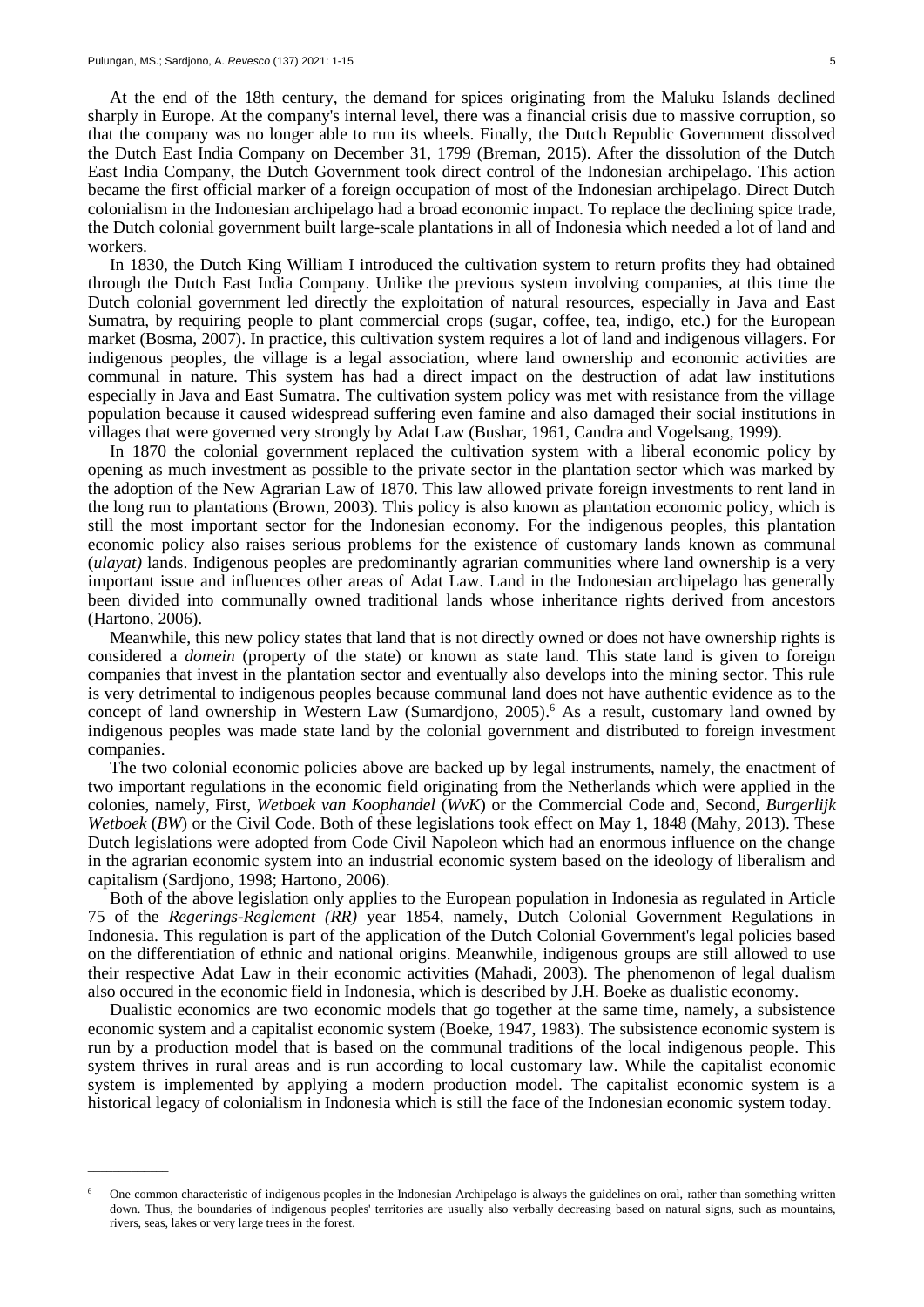At the end of the 18th century, the demand for spices originating from the Maluku Islands declined sharply in Europe. At the company's internal level, there was a financial crisis due to massive corruption, so that the company was no longer able to run its wheels. Finally, the Dutch Republic Government dissolved the Dutch East India Company on December 31, 1799 (Breman, 2015). After the dissolution of the Dutch East India Company, the Dutch Government took direct control of the Indonesian archipelago. This action became the first official marker of a foreign occupation of most of the Indonesian archipelago. Direct Dutch colonialism in the Indonesian archipelago had a broad economic impact. To replace the declining spice trade, the Dutch colonial government built large-scale plantations in all of Indonesia which needed a lot of land and workers.

In 1830, the Dutch King William I introduced the cultivation system to return profits they had obtained through the Dutch East India Company. Unlike the previous system involving companies, at this time the Dutch colonial government led directly the exploitation of natural resources, especially in Java and East Sumatra, by requiring people to plant commercial crops (sugar, coffee, tea, indigo, etc.) for the European market (Bosma, 2007). In practice, this cultivation system requires a lot of land and indigenous villagers. For indigenous peoples, the village is a legal association, where land ownership and economic activities are communal in nature. This system has had a direct impact on the destruction of adat law institutions especially in Java and East Sumatra. The cultivation system policy was met with resistance from the village population because it caused widespread suffering even famine and also damaged their social institutions in villages that were governed very strongly by Adat Law (Bushar, 1961, Candra and Vogelsang, 1999).

In 1870 the colonial government replaced the cultivation system with a liberal economic policy by opening as much investment as possible to the private sector in the plantation sector which was marked by the adoption of the New Agrarian Law of 1870. This law allowed private foreign investments to rent land in the long run to plantations (Brown, 2003). This policy is also known as plantation economic policy, which is still the most important sector for the Indonesian economy. For the indigenous peoples, this plantation economic policy also raises serious problems for the existence of customary lands known as communal (*ulayat)* lands. Indigenous peoples are predominantly agrarian communities where land ownership is a very important issue and influences other areas of Adat Law. Land in the Indonesian archipelago has generally been divided into communally owned traditional lands whose inheritance rights derived from ancestors (Hartono, 2006).

Meanwhile, this new policy states that land that is not directly owned or does not have ownership rights is considered a *domein* (property of the state) or known as state land. This state land is given to foreign companies that invest in the plantation sector and eventually also develops into the mining sector. This rule is very detrimental to indigenous peoples because communal land does not have authentic evidence as to the concept of land ownership in Western Law (Sumardjono, 2005).[6] As a result, customary land owned by indigenous peoples was made state land by the colonial government and distributed to foreign investment companies.

The two colonial economic policies above are backed up by legal instruments, namely, the enactment of two important regulations in the economic field originating from the Netherlands which were applied in the colonies, namely, First, *Wetboek van Koophandel* (*WvK*) or the Commercial Code and, Second, *Burgerlijk Wetboek* (*BW*) or the Civil Code. Both of these legislations took effect on May 1, 1848 (Mahy, 2013). These Dutch legislations were adopted from Code Civil Napoleon which had an enormous influence on the change in the agrarian economic system into an industrial economic system based on the ideology of liberalism and capitalism (Sardjono, 1998; Hartono, 2006).

Both of the above legislation only applies to the European population in Indonesia as regulated in Article 75 of the *Regerings-Reglement (RR)* year 1854, namely, Dutch Colonial Government Regulations in Indonesia. This regulation is part of the application of the Dutch Colonial Government's legal policies based on the differentiation of ethnic and national origins. Meanwhile, indigenous groups are still allowed to use their respective Adat Law in their economic activities (Mahadi, 2003). The phenomenon of legal dualism also occured in the economic field in Indonesia, which is described by J.H. Boeke as dualistic economy.

Dualistic economics are two economic models that go together at the same time, namely, a subsistence economic system and a capitalist economic system (Boeke, 1947, 1983). The subsistence economic system is run by a production model that is based on the communal traditions of the local indigenous people. This system thrives in rural areas and is run according to local customary law. While the capitalist economic system is implemented by applying a modern production model. The capitalist economic system is a historical legacy of colonialism in Indonesia which is still the face of the Indonesian economic system today.

---

[6] One common characteristic of indigenous peoples in the Indonesian Archipelago is always the guidelines on oral, rather than something written down. Thus, the boundaries of indigenous peoples' territories are usually also verbally decreasing based on natural signs, such as mountains, rivers, seas, lakes or very large trees in the forest.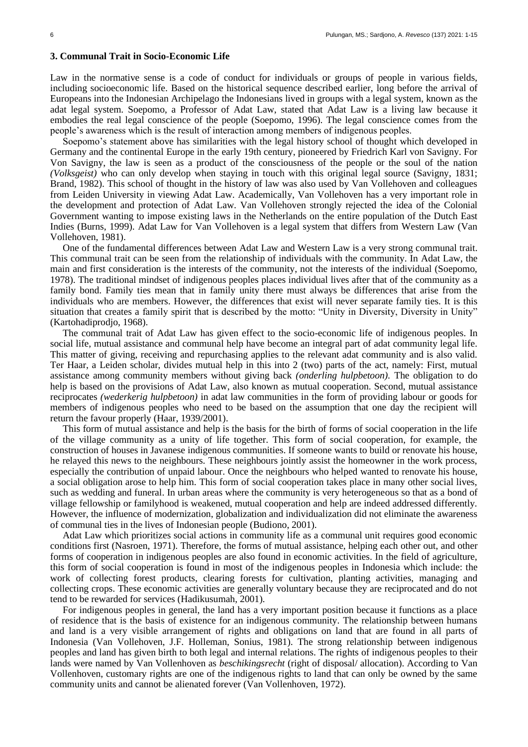## 3. Communal Trait in Socio-Economic Life

Law in the normative sense is a code of conduct for individuals or groups of people in various fields, including socioeconomic life. Based on the historical sequence described earlier, long before the arrival of Europeans into the Indonesian Archipelago the Indonesians lived in groups with a legal system, known as the adat legal system. Soepomo, a Professor of Adat Law, stated that Adat Law is a living law because it embodies the real legal conscience of the people (Soepomo, 1996). The legal conscience comes from the people's awareness which is the result of interaction among members of indigenous peoples.

Soepomo's statement above has similarities with the legal history school of thought which developed in Germany and the continental Europe in the early 19th century, pioneered by Friedrich Karl von Savigny. For Von Savigny, the law is seen as a product of the consciousness of the people or the soul of the nation *(Volksgeist)* who can only develop when staying in touch with this original legal source (Savigny, 1831; Brand, 1982). This school of thought in the history of law was also used by Van Vollehoven and colleagues from Leiden University in viewing Adat Law. Academically, Van Vollehoven has a very important role in the development and protection of Adat Law. Van Vollehoven strongly rejected the idea of the Colonial Government wanting to impose existing laws in the Netherlands on the entire population of the Dutch East Indies (Burns, 1999). Adat Law for Van Vollehoven is a legal system that differs from Western Law (Van Vollehoven, 1981).

One of the fundamental differences between Adat Law and Western Law is a very strong communal trait. This communal trait can be seen from the relationship of individuals with the community. In Adat Law, the main and first consideration is the interests of the community, not the interests of the individual (Soepomo, 1978). The traditional mindset of indigenous peoples places individual lives after that of the community as a family bond. Family ties mean that in family unity there must always be differences that arise from the individuals who are members. However, the differences that exist will never separate family ties. It is this situation that creates a family spirit that is described by the motto: "Unity in Diversity, Diversity in Unity" (Kartohadiprodjo, 1968).

The communal trait of Adat Law has given effect to the socio-economic life of indigenous peoples. In social life, mutual assistance and communal help have become an integral part of adat community legal life. This matter of giving, receiving and repurchasing applies to the relevant adat community and is also valid. Ter Haar, a Leiden scholar, divides mutual help in this into 2 (two) parts of the act, namely: First, mutual assistance among community members without giving back *(onderling hulpbetoon)*. The obligation to do help is based on the provisions of Adat Law, also known as mutual cooperation. Second, mutual assistance reciprocates *(wederkerig hulpbetoon)* in adat law communities in the form of providing labour or goods for members of indigenous peoples who need to be based on the assumption that one day the recipient will return the favour properly (Haar, 1939/2001).

This form of mutual assistance and help is the basis for the birth of forms of social cooperation in the life of the village community as a unity of life together. This form of social cooperation, for example, the construction of houses in Javanese indigenous communities. If someone wants to build or renovate his house, he relayed this news to the neighbours. These neighbours jointly assist the homeowner in the work process, especially the contribution of unpaid labour. Once the neighbours who helped wanted to renovate his house, a social obligation arose to help him. This form of social cooperation takes place in many other social lives, such as wedding and funeral. In urban areas where the community is very heterogeneous so that as a bond of village fellowship or familyhood is weakened, mutual cooperation and help are indeed addressed differently. However, the influence of modernization, globalization and individualization did not eliminate the awareness of communal ties in the lives of Indonesian people (Budiono, 2001).

Adat Law which prioritizes social actions in community life as a communal unit requires good economic conditions first (Nasroen, 1971). Therefore, the forms of mutual assistance, helping each other out, and other forms of cooperation in indigenous peoples are also found in economic activities. In the field of agriculture, this form of social cooperation is found in most of the indigenous peoples in Indonesia which include: the work of collecting forest products, clearing forests for cultivation, planting activities, managing and collecting crops. These economic activities are generally voluntary because they are reciprocated and do not tend to be rewarded for services (Hadikusumah, 2001).

For indigenous peoples in general, the land has a very important position because it functions as a place of residence that is the basis of existence for an indigenous community. The relationship between humans and land is a very visible arrangement of rights and obligations on land that are found in all parts of Indonesia (Van Vollehoven, J.F. Holleman, Sonius, 1981). The strong relationship between indigenous peoples and land has given birth to both legal and internal relations. The rights of indigenous peoples to their lands were named by Van Vollenhoven as *beschikingsrecht* (right of disposal/ allocation). According to Van Vollenhoven, customary rights are one of the indigenous rights to land that can only be owned by the same community units and cannot be alienated forever (Van Vollenhoven, 1972).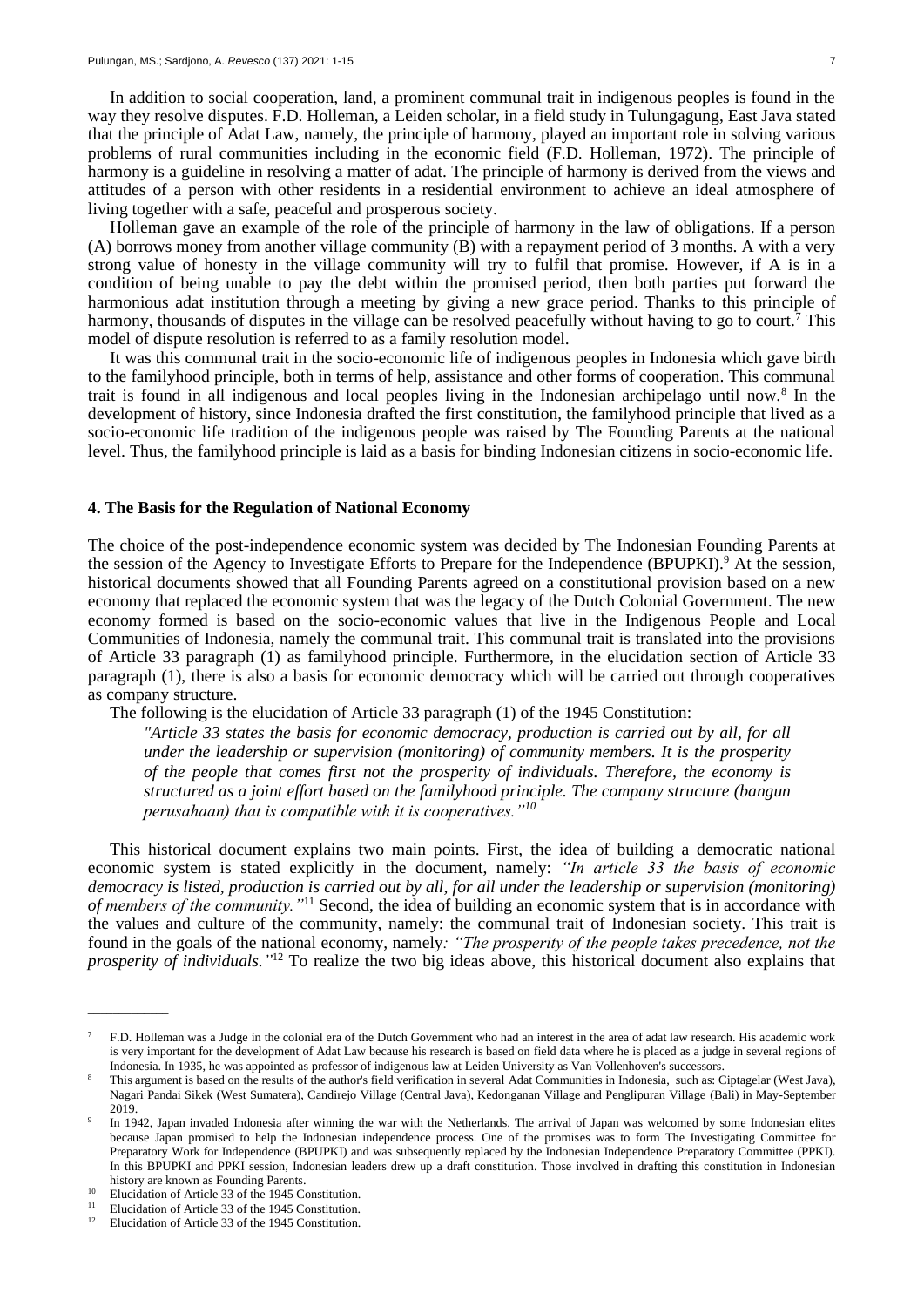In addition to social cooperation, land, a prominent communal trait in indigenous peoples is found in the way they resolve disputes. F.D. Holleman, a Leiden scholar, in a field study in Tulungagung, East Java stated that the principle of Adat Law, namely, the principle of harmony, played an important role in solving various problems of rural communities including in the economic field (F.D. Holleman, 1972). The principle of harmony is a guideline in resolving a matter of adat. The principle of harmony is derived from the views and attitudes of a person with other residents in a residential environment to achieve an ideal atmosphere of living together with a safe, peaceful and prosperous society.

Holleman gave an example of the role of the principle of harmony in the law of obligations. If a person (A) borrows money from another village community (B) with a repayment period of 3 months. A with a very strong value of honesty in the village community will try to fulfil that promise. However, if A is in a condition of being unable to pay the debt within the promised period, then both parties put forward the harmonious adat institution through a meeting by giving a new grace period. Thanks to this principle of harmony, thousands of disputes in the village can be resolved peacefully without having to go to court.[7] This model of dispute resolution is referred to as a family resolution model.

It was this communal trait in the socio-economic life of indigenous peoples in Indonesia which gave birth to the familyhood principle, both in terms of help, assistance and other forms of cooperation. This communal trait is found in all indigenous and local peoples living in the Indonesian archipelago until now.[8] In the development of history, since Indonesia drafted the first constitution, the familyhood principle that lived as a socio-economic life tradition of the indigenous people was raised by The Founding Parents at the national level. Thus, the familyhood principle is laid as a basis for binding Indonesian citizens in socio-economic life.

## 4. The Basis for the Regulation of National Economy

The choice of the post-independence economic system was decided by The Indonesian Founding Parents at the session of the Agency to Investigate Efforts to Prepare for the Independence (BPUPKI).[9] At the session, historical documents showed that all Founding Parents agreed on a constitutional provision based on a new economy that replaced the economic system that was the legacy of the Dutch Colonial Government. The new economy formed is based on the socio-economic values that live in the Indigenous People and Local Communities of Indonesia, namely the communal trait. This communal trait is translated into the provisions of Article 33 paragraph (1) as familyhood principle. Furthermore, in the elucidation section of Article 33 paragraph (1), there is also a basis for economic democracy which will be carried out through cooperatives as company structure.

The following is the elucidation of Article 33 paragraph (1) of the 1945 Constitution:

> *"Article 33 states the basis for economic democracy, production is carried out by all, for all under the leadership or supervision (monitoring) of community members. It is the prosperity of the people that comes first not the prosperity of individuals. Therefore, the economy is structured as a joint effort based on the familyhood principle. The company structure (bangun perusahaan) that is compatible with it is cooperatives."*[10]

This historical document explains two main points. First, the idea of building a democratic national economic system is stated explicitly in the document, namely: *"In article 33 the basis of economic democracy is listed, production is carried out by all, for all under the leadership or supervision (monitoring) of members of the community."*[11] Second, the idea of building an economic system that is in accordance with the values and culture of the community, namely: the communal trait of Indonesian society. This trait is found in the goals of the national economy, namely*: "The prosperity of the people takes precedence, not the prosperity of individuals."*[12] To realize the two big ideas above, this historical document also explains that

---

[7] F.D. Holleman was a Judge in the colonial era of the Dutch Government who had an interest in the area of adat law research. His academic work is very important for the development of Adat Law because his research is based on field data where he is placed as a judge in several regions of Indonesia. In 1935, he was appointed as professor of indigenous law at Leiden University as Van Vollenhoven's successors.

[8] This argument is based on the results of the author's field verification in several Adat Communities in Indonesia, such as: Ciptagelar (West Java), Nagari Pandai Sikek (West Sumatera), Candirejo Village (Central Java), Kedonganan Village and Penglipuran Village (Bali) in May-September 2019.

[9] In 1942, Japan invaded Indonesia after winning the war with the Netherlands. The arrival of Japan was welcomed by some Indonesian elites because Japan promised to help the Indonesian independence process. One of the promises was to form The Investigating Committee for Preparatory Work for Independence (BPUPKI) and was subsequently replaced by the Indonesian Independence Preparatory Committee (PPKI). In this BPUPKI and PPKI session, Indonesian leaders drew up a draft constitution. Those involved in drafting this constitution in Indonesian history are known as Founding Parents.

[10] Elucidation of Article 33 of the 1945 Constitution.

[11] Elucidation of Article 33 of the 1945 Constitution.

[12] Elucidation of Article 33 of the 1945 Constitution.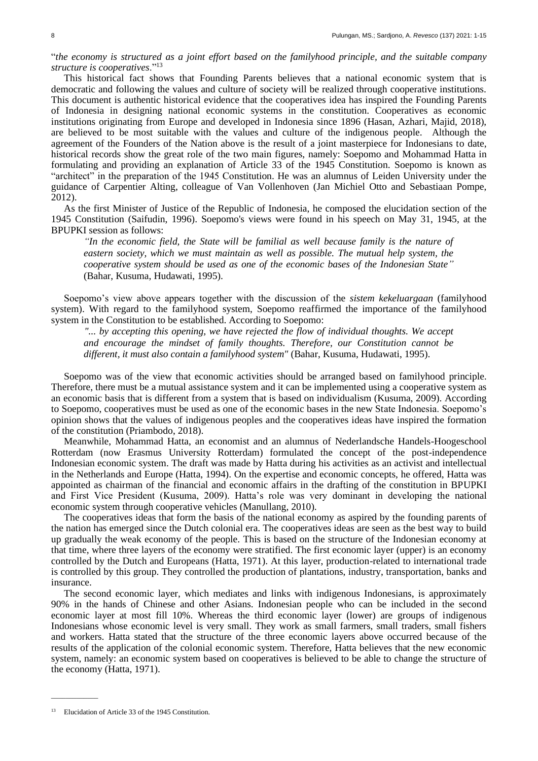"*the economy is structured as a joint effort based on the familyhood principle, and the suitable company structure is cooperatives*."[13]

This historical fact shows that Founding Parents believes that a national economic system that is democratic and following the values and culture of society will be realized through cooperative institutions. This document is authentic historical evidence that the cooperatives idea has inspired the Founding Parents of Indonesia in designing national economic systems in the constitution. Cooperatives as economic institutions originating from Europe and developed in Indonesia since 1896 (Hasan, Azhari, Majid, 2018), are believed to be most suitable with the values and culture of the indigenous people. Although the agreement of the Founders of the Nation above is the result of a joint masterpiece for Indonesians to date, historical records show the great role of the two main figures, namely: Soepomo and Mohammad Hatta in formulating and providing an explanation of Article 33 of the 1945 Constitution. Soepomo is known as "architect" in the preparation of the 1945 Constitution. He was an alumnus of Leiden University under the guidance of Carpentier Alting, colleague of Van Vollenhoven (Jan Michiel Otto and Sebastiaan Pompe, 2012).

As the first Minister of Justice of the Republic of Indonesia, he composed the elucidation section of the 1945 Constitution (Saifudin, 1996). Soepomo's views were found in his speech on May 31, 1945, at the BPUPKI session as follows:

> *"In the economic field, the State will be familial as well because family is the nature of eastern society, which we must maintain as well as possible. The mutual help system, the cooperative system should be used as one of the economic bases of the Indonesian State"* (Bahar, Kusuma, Hudawati, 1995).

Soepomo's view above appears together with the discussion of the *sistem kekeluargaan* (familyhood system). With regard to the familyhood system, Soepomo reaffirmed the importance of the familyhood system in the Constitution to be established. According to Soepomo:

> *"... by accepting this opening, we have rejected the flow of individual thoughts. We accept and encourage the mindset of family thoughts. Therefore, our Constitution cannot be different, it must also contain a familyhood system"* (Bahar, Kusuma, Hudawati, 1995).

Soepomo was of the view that economic activities should be arranged based on familyhood principle. Therefore, there must be a mutual assistance system and it can be implemented using a cooperative system as an economic basis that is different from a system that is based on individualism (Kusuma, 2009). According to Soepomo, cooperatives must be used as one of the economic bases in the new State Indonesia. Soepomo's opinion shows that the values of indigenous peoples and the cooperatives ideas have inspired the formation of the constitution (Priambodo, 2018).

Meanwhile, Mohammad Hatta, an economist and an alumnus of Nederlandsche Handels-Hoogeschool Rotterdam (now Erasmus University Rotterdam) formulated the concept of the post-independence Indonesian economic system. The draft was made by Hatta during his activities as an activist and intellectual in the Netherlands and Europe (Hatta, 1994). On the expertise and economic concepts, he offered, Hatta was appointed as chairman of the financial and economic affairs in the drafting of the constitution in BPUPKI and First Vice President (Kusuma, 2009). Hatta's role was very dominant in developing the national economic system through cooperative vehicles (Manullang, 2010).

The cooperatives ideas that form the basis of the national economy as aspired by the founding parents of the nation has emerged since the Dutch colonial era. The cooperatives ideas are seen as the best way to build up gradually the weak economy of the people. This is based on the structure of the Indonesian economy at that time, where three layers of the economy were stratified. The first economic layer (upper) is an economy controlled by the Dutch and Europeans (Hatta, 1971). At this layer, production-related to international trade is controlled by this group. They controlled the production of plantations, industry, transportation, banks and insurance.

The second economic layer, which mediates and links with indigenous Indonesians, is approximately 90% in the hands of Chinese and other Asians. Indonesian people who can be included in the second economic layer at most fill 10%. Whereas the third economic layer (lower) are groups of indigenous Indonesians whose economic level is very small. They work as small farmers, small traders, small fishers and workers. Hatta stated that the structure of the three economic layers above occurred because of the results of the application of the colonial economic system. Therefore, Hatta believes that the new economic system, namely: an economic system based on cooperatives is believed to be able to change the structure of the economy (Hatta, 1971).

---

[13] Elucidation of Article 33 of the 1945 Constitution.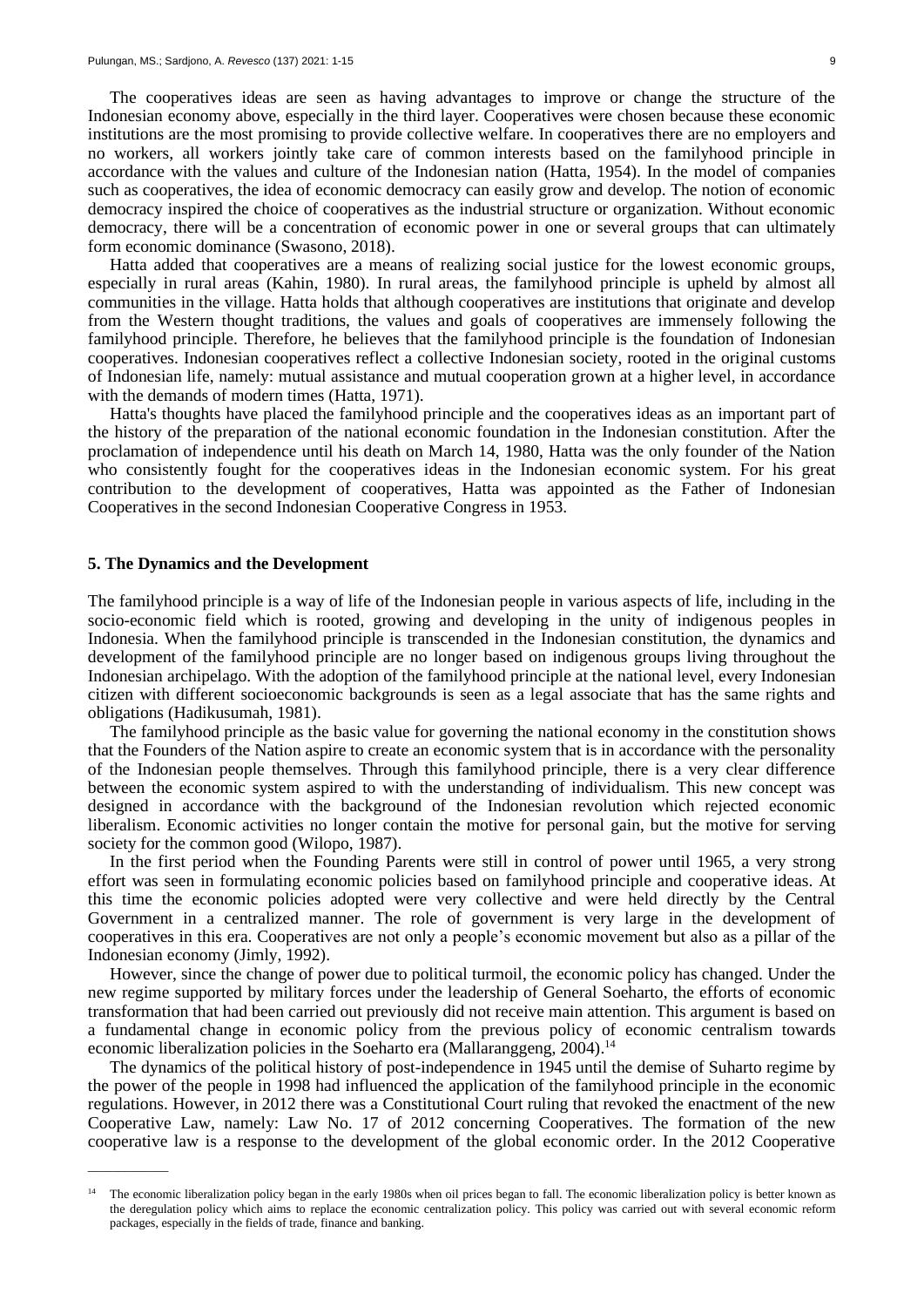The cooperatives ideas are seen as having advantages to improve or change the structure of the Indonesian economy above, especially in the third layer. Cooperatives were chosen because these economic institutions are the most promising to provide collective welfare. In cooperatives there are no employers and no workers, all workers jointly take care of common interests based on the familyhood principle in accordance with the values and culture of the Indonesian nation (Hatta, 1954). In the model of companies such as cooperatives, the idea of economic democracy can easily grow and develop. The notion of economic democracy inspired the choice of cooperatives as the industrial structure or organization. Without economic democracy, there will be a concentration of economic power in one or several groups that can ultimately form economic dominance (Swasono, 2018).

Hatta added that cooperatives are a means of realizing social justice for the lowest economic groups, especially in rural areas (Kahin, 1980). In rural areas, the familyhood principle is upheld by almost all communities in the village. Hatta holds that although cooperatives are institutions that originate and develop from the Western thought traditions, the values and goals of cooperatives are immensely following the familyhood principle. Therefore, he believes that the familyhood principle is the foundation of Indonesian cooperatives. Indonesian cooperatives reflect a collective Indonesian society, rooted in the original customs of Indonesian life, namely: mutual assistance and mutual cooperation grown at a higher level, in accordance with the demands of modern times (Hatta, 1971).

Hatta's thoughts have placed the familyhood principle and the cooperatives ideas as an important part of the history of the preparation of the national economic foundation in the Indonesian constitution. After the proclamation of independence until his death on March 14, 1980, Hatta was the only founder of the Nation who consistently fought for the cooperatives ideas in the Indonesian economic system. For his great contribution to the development of cooperatives, Hatta was appointed as the Father of Indonesian Cooperatives in the second Indonesian Cooperative Congress in 1953.

## 5. The Dynamics and the Development

The familyhood principle is a way of life of the Indonesian people in various aspects of life, including in the socio-economic field which is rooted, growing and developing in the unity of indigenous peoples in Indonesia. When the familyhood principle is transcended in the Indonesian constitution, the dynamics and development of the familyhood principle are no longer based on indigenous groups living throughout the Indonesian archipelago. With the adoption of the familyhood principle at the national level, every Indonesian citizen with different socioeconomic backgrounds is seen as a legal associate that has the same rights and obligations (Hadikusumah, 1981).

The familyhood principle as the basic value for governing the national economy in the constitution shows that the Founders of the Nation aspire to create an economic system that is in accordance with the personality of the Indonesian people themselves. Through this familyhood principle, there is a very clear difference between the economic system aspired to with the understanding of individualism. This new concept was designed in accordance with the background of the Indonesian revolution which rejected economic liberalism. Economic activities no longer contain the motive for personal gain, but the motive for serving society for the common good (Wilopo, 1987).

In the first period when the Founding Parents were still in control of power until 1965, a very strong effort was seen in formulating economic policies based on familyhood principle and cooperative ideas. At this time the economic policies adopted were very collective and were held directly by the Central Government in a centralized manner. The role of government is very large in the development of cooperatives in this era. Cooperatives are not only a people's economic movement but also as a pillar of the Indonesian economy (Jimly, 1992).

However, since the change of power due to political turmoil, the economic policy has changed. Under the new regime supported by military forces under the leadership of General Soeharto, the efforts of economic transformation that had been carried out previously did not receive main attention. This argument is based on a fundamental change in economic policy from the previous policy of economic centralism towards economic liberalization policies in the Soeharto era (Mallaranggeng, 2004).[14]

The dynamics of the political history of post-independence in 1945 until the demise of Suharto regime by the power of the people in 1998 had influenced the application of the familyhood principle in the economic regulations. However, in 2012 there was a Constitutional Court ruling that revoked the enactment of the new Cooperative Law, namely: Law No. 17 of 2012 concerning Cooperatives. The formation of the new cooperative law is a response to the development of the global economic order. In the 2012 Cooperative

---

[14] The economic liberalization policy began in the early 1980s when oil prices began to fall. The economic liberalization policy is better known as the deregulation policy which aims to replace the economic centralization policy. This policy was carried out with several economic reform packages, especially in the fields of trade, finance and banking.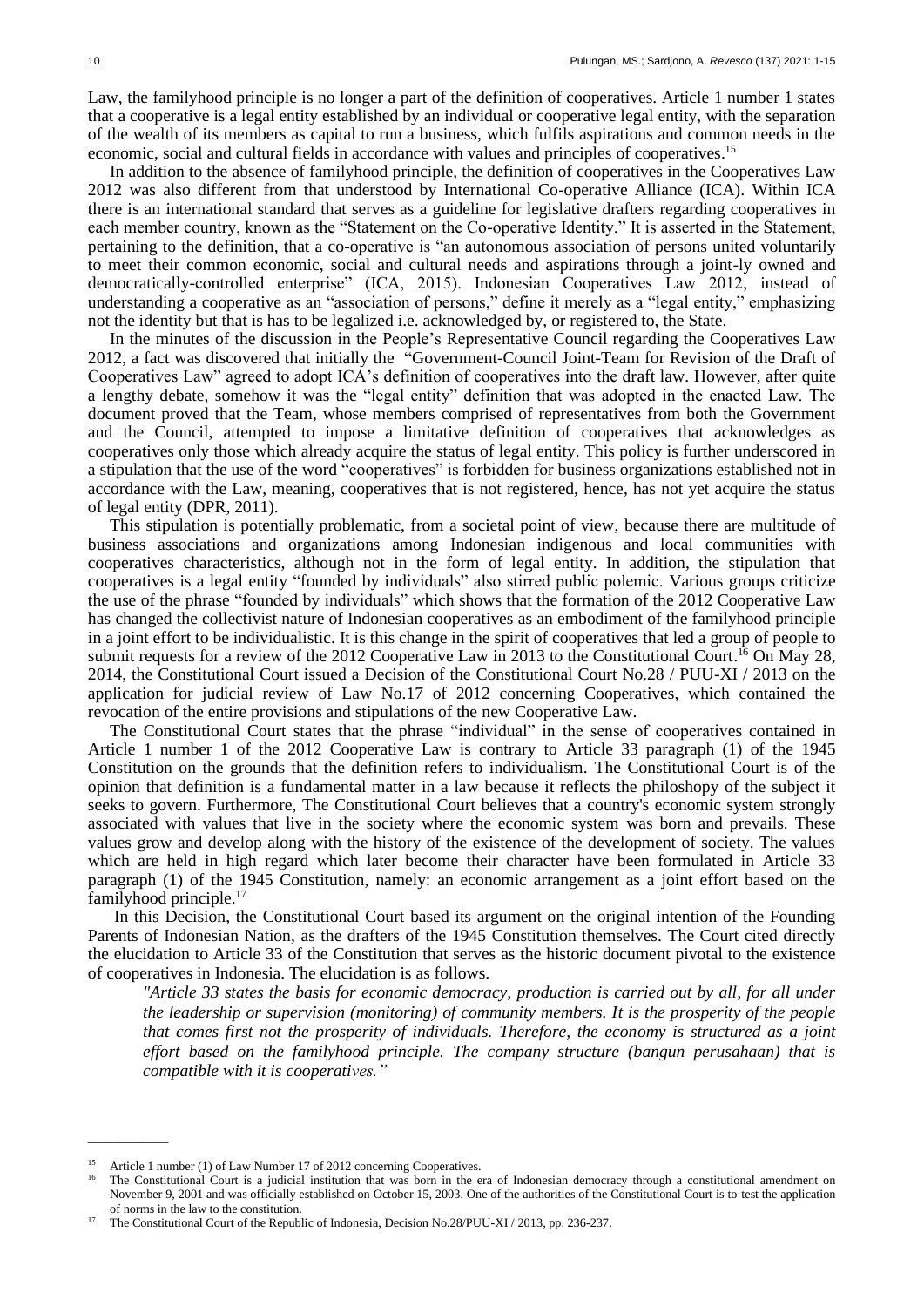Law, the familyhood principle is no longer a part of the definition of cooperatives. Article 1 number 1 states that a cooperative is a legal entity established by an individual or cooperative legal entity, with the separation of the wealth of its members as capital to run a business, which fulfils aspirations and common needs in the economic, social and cultural fields in accordance with values and principles of cooperatives.[15]

In addition to the absence of familyhood principle, the definition of cooperatives in the Cooperatives Law 2012 was also different from that understood by International Co-operative Alliance (ICA). Within ICA there is an international standard that serves as a guideline for legislative drafters regarding cooperatives in each member country, known as the "Statement on the Co-operative Identity." It is asserted in the Statement, pertaining to the definition, that a co-operative is "an autonomous association of persons united voluntarily to meet their common economic, social and cultural needs and aspirations through a joint-ly owned and democratically-controlled enterprise" (ICA, 2015). Indonesian Cooperatives Law 2012, instead of understanding a cooperative as an "association of persons," define it merely as a "legal entity," emphasizing not the identity but that is has to be legalized i.e. acknowledged by, or registered to, the State.

In the minutes of the discussion in the People's Representative Council regarding the Cooperatives Law 2012, a fact was discovered that initially the "Government-Council Joint-Team for Revision of the Draft of Cooperatives Law" agreed to adopt ICA's definition of cooperatives into the draft law. However, after quite a lengthy debate, somehow it was the "legal entity" definition that was adopted in the enacted Law. The document proved that the Team, whose members comprised of representatives from both the Government and the Council, attempted to impose a limitative definition of cooperatives that acknowledges as cooperatives only those which already acquire the status of legal entity. This policy is further underscored in a stipulation that the use of the word "cooperatives" is forbidden for business organizations established not in accordance with the Law, meaning, cooperatives that is not registered, hence, has not yet acquire the status of legal entity (DPR, 2011).

This stipulation is potentially problematic, from a societal point of view, because there are multitude of business associations and organizations among Indonesian indigenous and local communities with cooperatives characteristics, although not in the form of legal entity. In addition, the stipulation that cooperatives is a legal entity "founded by individuals" also stirred public polemic. Various groups criticize the use of the phrase "founded by individuals" which shows that the formation of the 2012 Cooperative Law has changed the collectivist nature of Indonesian cooperatives as an embodiment of the familyhood principle in a joint effort to be individualistic. It is this change in the spirit of cooperatives that led a group of people to submit requests for a review of the 2012 Cooperative Law in 2013 to the Constitutional Court.[16] On May 28, 2014, the Constitutional Court issued a Decision of the Constitutional Court No.28 / PUU-XI / 2013 on the application for judicial review of Law No.17 of 2012 concerning Cooperatives, which contained the revocation of the entire provisions and stipulations of the new Cooperative Law.

The Constitutional Court states that the phrase "individual" in the sense of cooperatives contained in Article 1 number 1 of the 2012 Cooperative Law is contrary to Article 33 paragraph (1) of the 1945 Constitution on the grounds that the definition refers to individualism. The Constitutional Court is of the opinion that definition is a fundamental matter in a law because it reflects the philoshopy of the subject it seeks to govern. Furthermore, The Constitutional Court believes that a country's economic system strongly associated with values that live in the society where the economic system was born and prevails. These values grow and develop along with the history of the existence of the development of society. The values which are held in high regard which later become their character have been formulated in Article 33 paragraph (1) of the 1945 Constitution, namely: an economic arrangement as a joint effort based on the familyhood principle.[17]

In this Decision, the Constitutional Court based its argument on the original intention of the Founding Parents of Indonesian Nation, as the drafters of the 1945 Constitution themselves. The Court cited directly the elucidation to Article 33 of the Constitution that serves as the historic document pivotal to the existence of cooperatives in Indonesia. The elucidation is as follows.

> *"Article 33 states the basis for economic democracy, production is carried out by all, for all under the leadership or supervision (monitoring) of community members. It is the prosperity of the people that comes first not the prosperity of individuals. Therefore, the economy is structured as a joint effort based on the familyhood principle. The company structure (bangun perusahaan) that is compatible with it is cooperatives."*

---

[15] Article 1 number (1) of Law Number 17 of 2012 concerning Cooperatives.

[16] The Constitutional Court is a judicial institution that was born in the era of Indonesian democracy through a constitutional amendment on November 9, 2001 and was officially established on October 15, 2003. One of the authorities of the Constitutional Court is to test the application of norms in the law to the constitution.

[17] The Constitutional Court of the Republic of Indonesia, Decision No.28/PUU-XI / 2013, pp. 236-237.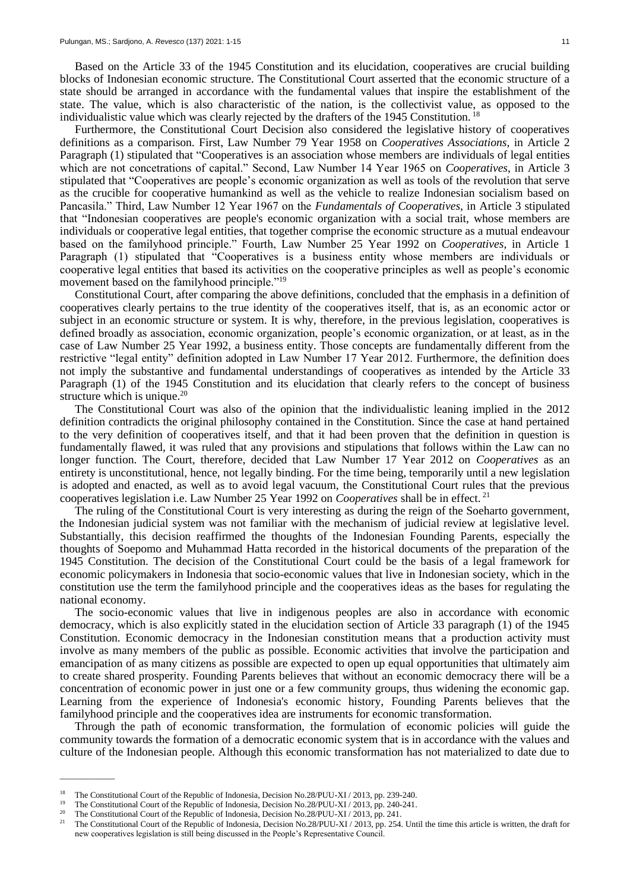Based on the Article 33 of the 1945 Constitution and its elucidation, cooperatives are crucial building blocks of Indonesian economic structure. The Constitutional Court asserted that the economic structure of a state should be arranged in accordance with the fundamental values that inspire the establishment of the state. The value, which is also characteristic of the nation, is the collectivist value, as opposed to the individualistic value which was clearly rejected by the drafters of the 1945 Constitution. [18]

Furthermore, the Constitutional Court Decision also considered the legislative history of cooperatives definitions as a comparison. First, Law Number 79 Year 1958 on *Cooperatives Associations*, in Article 2 Paragraph (1) stipulated that "Cooperatives is an association whose members are individuals of legal entities which are not concetrations of capital." Second, Law Number 14 Year 1965 on *Cooperatives*, in Article 3 stipulated that "Cooperatives are people's economic organization as well as tools of the revolution that serve as the crucible for cooperative humankind as well as the vehicle to realize Indonesian socialism based on Pancasila." Third, Law Number 12 Year 1967 on the *Fundamentals of Cooperatives*, in Article 3 stipulated that "Indonesian cooperatives are people's economic organization with a social trait, whose members are individuals or cooperative legal entities, that together comprise the economic structure as a mutual endeavour based on the familyhood principle." Fourth, Law Number 25 Year 1992 on *Cooperatives*, in Article 1 Paragraph (1) stipulated that "Cooperatives is a business entity whose members are individuals or cooperative legal entities that based its activities on the cooperative principles as well as people's economic movement based on the familyhood principle."[19]

Constitutional Court, after comparing the above definitions, concluded that the emphasis in a definition of cooperatives clearly pertains to the true identity of the cooperatives itself, that is, as an economic actor or subject in an economic structure or system. It is why, therefore, in the previous legislation, cooperatives is defined broadly as association, economic organization, people's economic organization, or at least, as in the case of Law Number 25 Year 1992, a business entity. Those concepts are fundamentally different from the restrictive "legal entity" definition adopted in Law Number 17 Year 2012. Furthermore, the definition does not imply the substantive and fundamental understandings of cooperatives as intended by the Article 33 Paragraph (1) of the 1945 Constitution and its elucidation that clearly refers to the concept of business structure which is unique.[20]

The Constitutional Court was also of the opinion that the individualistic leaning implied in the 2012 definition contradicts the original philosophy contained in the Constitution. Since the case at hand pertained to the very definition of cooperatives itself, and that it had been proven that the definition in question is fundamentally flawed, it was ruled that any provisions and stipulations that follows within the Law can no longer function. The Court, therefore, decided that Law Number 17 Year 2012 on *Cooperatives* as an entirety is unconstitutional, hence, not legally binding. For the time being, temporarily until a new legislation is adopted and enacted, as well as to avoid legal vacuum, the Constitutional Court rules that the previous cooperatives legislation i.e. Law Number 25 Year 1992 on *Cooperatives* shall be in effect. [21]

The ruling of the Constitutional Court is very interesting as during the reign of the Soeharto government, the Indonesian judicial system was not familiar with the mechanism of judicial review at legislative level. Substantially, this decision reaffirmed the thoughts of the Indonesian Founding Parents, especially the thoughts of Soepomo and Muhammad Hatta recorded in the historical documents of the preparation of the 1945 Constitution. The decision of the Constitutional Court could be the basis of a legal framework for economic policymakers in Indonesia that socio-economic values that live in Indonesian society, which in the constitution use the term the familyhood principle and the cooperatives ideas as the bases for regulating the national economy.

The socio-economic values that live in indigenous peoples are also in accordance with economic democracy, which is also explicitly stated in the elucidation section of Article 33 paragraph (1) of the 1945 Constitution. Economic democracy in the Indonesian constitution means that a production activity must involve as many members of the public as possible. Economic activities that involve the participation and emancipation of as many citizens as possible are expected to open up equal opportunities that ultimately aim to create shared prosperity. Founding Parents believes that without an economic democracy there will be a concentration of economic power in just one or a few community groups, thus widening the economic gap. Learning from the experience of Indonesia's economic history, Founding Parents believes that the familyhood principle and the cooperatives idea are instruments for economic transformation.

Through the path of economic transformation, the formulation of economic policies will guide the community towards the formation of a democratic economic system that is in accordance with the values and culture of the Indonesian people. Although this economic transformation has not materialized to date due to

---

[18] The Constitutional Court of the Republic of Indonesia, Decision No.28/PUU-XI / 2013, pp. 239-240.

[19] The Constitutional Court of the Republic of Indonesia, Decision No.28/PUU-XI / 2013, pp. 240-241.

[20] The Constitutional Court of the Republic of Indonesia, Decision No.28/PUU-XI / 2013, pp. 241.

[21] The Constitutional Court of the Republic of Indonesia, Decision No.28/PUU-XI / 2013, pp. 254. Until the time this article is written, the draft for new cooperatives legislation is still being discussed in the People's Representative Council.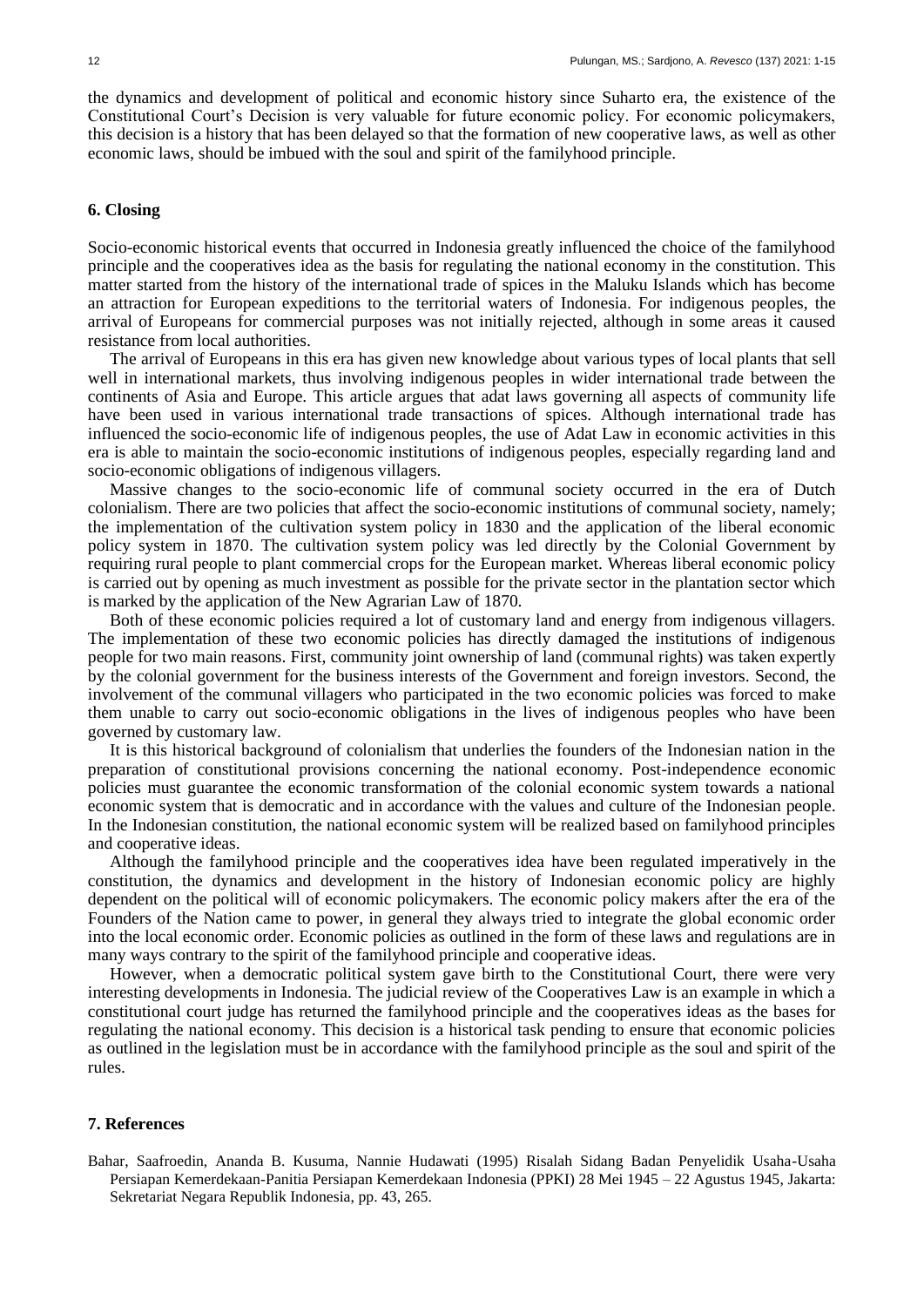the dynamics and development of political and economic history since Suharto era, the existence of the Constitutional Court's Decision is very valuable for future economic policy. For economic policymakers, this decision is a history that has been delayed so that the formation of new cooperative laws, as well as other economic laws, should be imbued with the soul and spirit of the familyhood principle.

## 6. Closing

Socio-economic historical events that occurred in Indonesia greatly influenced the choice of the familyhood principle and the cooperatives idea as the basis for regulating the national economy in the constitution. This matter started from the history of the international trade of spices in the Maluku Islands which has become an attraction for European expeditions to the territorial waters of Indonesia. For indigenous peoples, the arrival of Europeans for commercial purposes was not initially rejected, although in some areas it caused resistance from local authorities.

The arrival of Europeans in this era has given new knowledge about various types of local plants that sell well in international markets, thus involving indigenous peoples in wider international trade between the continents of Asia and Europe. This article argues that adat laws governing all aspects of community life have been used in various international trade transactions of spices. Although international trade has influenced the socio-economic life of indigenous peoples, the use of Adat Law in economic activities in this era is able to maintain the socio-economic institutions of indigenous peoples, especially regarding land and socio-economic obligations of indigenous villagers.

Massive changes to the socio-economic life of communal society occurred in the era of Dutch colonialism. There are two policies that affect the socio-economic institutions of communal society, namely; the implementation of the cultivation system policy in 1830 and the application of the liberal economic policy system in 1870. The cultivation system policy was led directly by the Colonial Government by requiring rural people to plant commercial crops for the European market. Whereas liberal economic policy is carried out by opening as much investment as possible for the private sector in the plantation sector which is marked by the application of the New Agrarian Law of 1870.

Both of these economic policies required a lot of customary land and energy from indigenous villagers. The implementation of these two economic policies has directly damaged the institutions of indigenous people for two main reasons. First, community joint ownership of land (communal rights) was taken expertly by the colonial government for the business interests of the Government and foreign investors. Second, the involvement of the communal villagers who participated in the two economic policies was forced to make them unable to carry out socio-economic obligations in the lives of indigenous peoples who have been governed by customary law.

It is this historical background of colonialism that underlies the founders of the Indonesian nation in the preparation of constitutional provisions concerning the national economy. Post-independence economic policies must guarantee the economic transformation of the colonial economic system towards a national economic system that is democratic and in accordance with the values and culture of the Indonesian people. In the Indonesian constitution, the national economic system will be realized based on familyhood principles and cooperative ideas.

Although the familyhood principle and the cooperatives idea have been regulated imperatively in the constitution, the dynamics and development in the history of Indonesian economic policy are highly dependent on the political will of economic policymakers. The economic policy makers after the era of the Founders of the Nation came to power, in general they always tried to integrate the global economic order into the local economic order. Economic policies as outlined in the form of these laws and regulations are in many ways contrary to the spirit of the familyhood principle and cooperative ideas.

However, when a democratic political system gave birth to the Constitutional Court, there were very interesting developments in Indonesia. The judicial review of the Cooperatives Law is an example in which a constitutional court judge has returned the familyhood principle and the cooperatives ideas as the bases for regulating the national economy. This decision is a historical task pending to ensure that economic policies as outlined in the legislation must be in accordance with the familyhood principle as the soul and spirit of the rules.

## 7. References

Bahar, Saafroedin, Ananda B. Kusuma, Nannie Hudawati (1995) Risalah Sidang Badan Penyelidik Usaha-Usaha Persiapan Kemerdekaan-Panitia Persiapan Kemerdekaan Indonesia (PPKI) 28 Mei 1945 – 22 Agustus 1945, Jakarta: Sekretariat Negara Republik Indonesia, pp. 43, 265.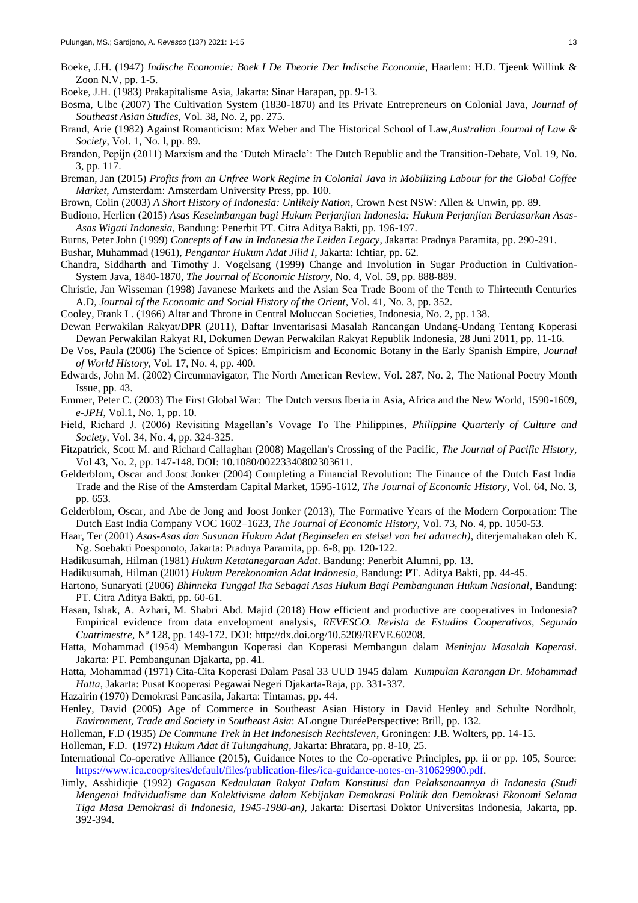Boeke, J.H. (1947) *Indische Economie: Boek I De Theorie Der Indische Economie*, Haarlem: H.D. Tjeenk Willink & Zoon N.V, pp. 1-5.

Boeke, J.H. (1983) Prakapitalisme Asia, Jakarta: Sinar Harapan, pp. 9-13.

Bosma, Ulbe (2007) The Cultivation System (1830-1870) and Its Private Entrepreneurs on Colonial Java, *Journal of Southeast Asian Studies*, Vol. 38, No. 2, pp. 275.

Brand, Arie (1982) Against Romanticism: Max Weber and The Historical School of Law,*Australian Journal of Law & Society,* Vol. 1, No. l, pp. 89.

Brandon, Pepijn (2011) Marxism and the 'Dutch Miracle': The Dutch Republic and the Transition-Debate, Vol. 19, No. 3, pp. 117.

Breman, Jan (2015) *Profits from an Unfree Work Regime in Colonial Java in Mobilizing Labour for the Global Coffee Market*, Amsterdam: Amsterdam University Press, pp. 100.

Brown, Colin (2003) *A Short History of Indonesia: Unlikely Nation*, Crown Nest NSW: Allen & Unwin, pp. 89.

Budiono, Herlien (2015) *Asas Keseimbangan bagi Hukum Perjanjian Indonesia: Hukum Perjanjian Berdasarkan Asas-Asas Wigati Indonesia,* Bandung: Penerbit PT. Citra Aditya Bakti, pp. 196-197.

Burns, Peter John (1999) *Concepts of Law in Indonesia the Leiden Legacy*, Jakarta: Pradnya Paramita, pp. 290-291.

Bushar, Muhammad (1961), *Pengantar Hukum Adat Jilid I*, Jakarta: Ichtiar, pp. 62.

Chandra, Siddharth and Timothy J. Vogelsang (1999) Change and Involution in Sugar Production in Cultivation-System Java, 1840-1870, *The Journal of Economic History*, No. 4, Vol. 59, pp. 888-889.

Christie, Jan Wisseman (1998) Javanese Markets and the Asian Sea Trade Boom of the Tenth to Thirteenth Centuries A.D, *Journal of the Economic and Social History of the Orient*, Vol. 41, No. 3, pp. 352.

Cooley, Frank L. (1966) Altar and Throne in Central Moluccan Societies, Indonesia, No. 2, pp. 138.

Dewan Perwakilan Rakyat/DPR (2011), Daftar Inventarisasi Masalah Rancangan Undang-Undang Tentang Koperasi Dewan Perwakilan Rakyat RI, Dokumen Dewan Perwakilan Rakyat Republik Indonesia, 28 Juni 2011, pp. 11-16.

De Vos, Paula (2006) The Science of Spices: Empiricism and Economic Botany in the Early Spanish Empire, *Journal of World History*, Vol. 17, No. 4, pp. 400.

Edwards, John M. (2002) Circumnavigator, The North American Review, Vol. 287, No. 2, The National Poetry Month Issue, pp. 43.

Emmer, Peter C. (2003) The First Global War: The Dutch versus Iberia in Asia, Africa and the New World, 1590-1609, *e-JPH*, Vol.1, No. 1, pp. 10.

Field, Richard J. (2006) Revisiting Magellan's Vovage To The Philippines, *Philippine Quarterly of Culture and Society*, Vol. 34, No. 4, pp. 324-325.

Fitzpatrick, Scott M. and Richard Callaghan (2008) Magellan's Crossing of the Pacific, *The Journal of Pacific History*, Vol 43, No. 2, pp. 147-148. DOI: 10.1080/00223340802303611.

Gelderblom, Oscar and Joost Jonker (2004) Completing a Financial Revolution: The Finance of the Dutch East India Trade and the Rise of the Amsterdam Capital Market, 1595-1612, *The Journal of Economic History*, Vol. 64, No. 3, pp. 653.

Gelderblom, Oscar, and Abe de Jong and Joost Jonker (2013), The Formative Years of the Modern Corporation: The Dutch East India Company VOC 1602–1623, *The Journal of Economic History*, Vol. 73, No. 4, pp. 1050-53.

Haar, Ter (2001) *Asas-Asas dan Susunan Hukum Adat (Beginselen en stelsel van het adatrech)*, diterjemahakan oleh K. Ng. Soebakti Poesponoto, Jakarta: Pradnya Paramita, pp. 6-8, pp. 120-122.

Hadikusumah, Hilman (1981) *Hukum Ketatanegaraan Adat*. Bandung: Penerbit Alumni, pp. 13.

Hadikusumah, Hilman (2001) *Hukum Perekonomian Adat Indonesia*, Bandung: PT. Aditya Bakti, pp. 44-45.

Hartono, Sunaryati (2006) *Bhinneka Tunggal Ika Sebagai Asas Hukum Bagi Pembangunan Hukum Nasional*, Bandung: PT. Citra Aditya Bakti, pp. 60-61.

Hasan, Ishak, A. Azhari, M. Shabri Abd. Majid (2018) How efficient and productive are cooperatives in Indonesia? Empirical evidence from data envelopment analysis, *REVESCO. Revista de Estudios Cooperativos, Segundo Cuatrimestre*, Nº 128, pp. 149-172. DOI: http://dx.doi.org/10.5209/REVE.60208.

Hatta, Mohammad (1954) Membangun Koperasi dan Koperasi Membangun dalam *Meninjau Masalah Koperasi*. Jakarta: PT. Pembangunan Djakarta, pp. 41.

Hatta, Mohammad (1971) Cita-Cita Koperasi Dalam Pasal 33 UUD 1945 dalam *Kumpulan Karangan Dr. Mohammad Hatta*, Jakarta: Pusat Kooperasi Pegawai Negeri Djakarta-Raja, pp. 331-337.

Hazairin (1970) Demokrasi Pancasila, Jakarta: Tintamas, pp. 44.

Henley, David (2005) Age of Commerce in Southeast Asian History in David Henley and Schulte Nordholt, *Environment, Trade and Society in Southeast Asia*: ALongue DuréePerspective: Brill, pp. 132.

Holleman, F.D (1935) *De Commune Trek in Het Indonesisch Rechtsleven*, Groningen: J.B. Wolters, pp. 14-15.

Holleman, F.D. (1972) *Hukum Adat di Tulungahung*, Jakarta: Bhratara, pp. 8-10, 25.

International Co-operative Alliance (2015), Guidance Notes to the Co-operative Principles, pp. ii or pp. 105, Source: https://www.ica.coop/sites/default/files/publication-files/ica-guidance-notes-en-310629900.pdf.

Jimly, Asshidiqie (1992) *Gagasan Kedaulatan Rakyat Dalam Konstitusi dan Pelaksanaannya di Indonesia (Studi Mengenai Individualisme dan Kolektivisme dalam Kebijakan Demokrasi Politik dan Demokrasi Ekonomi Selama Tiga Masa Demokrasi di Indonesia, 1945-1980-an)*, Jakarta: Disertasi Doktor Universitas Indonesia, Jakarta, pp. 392-394.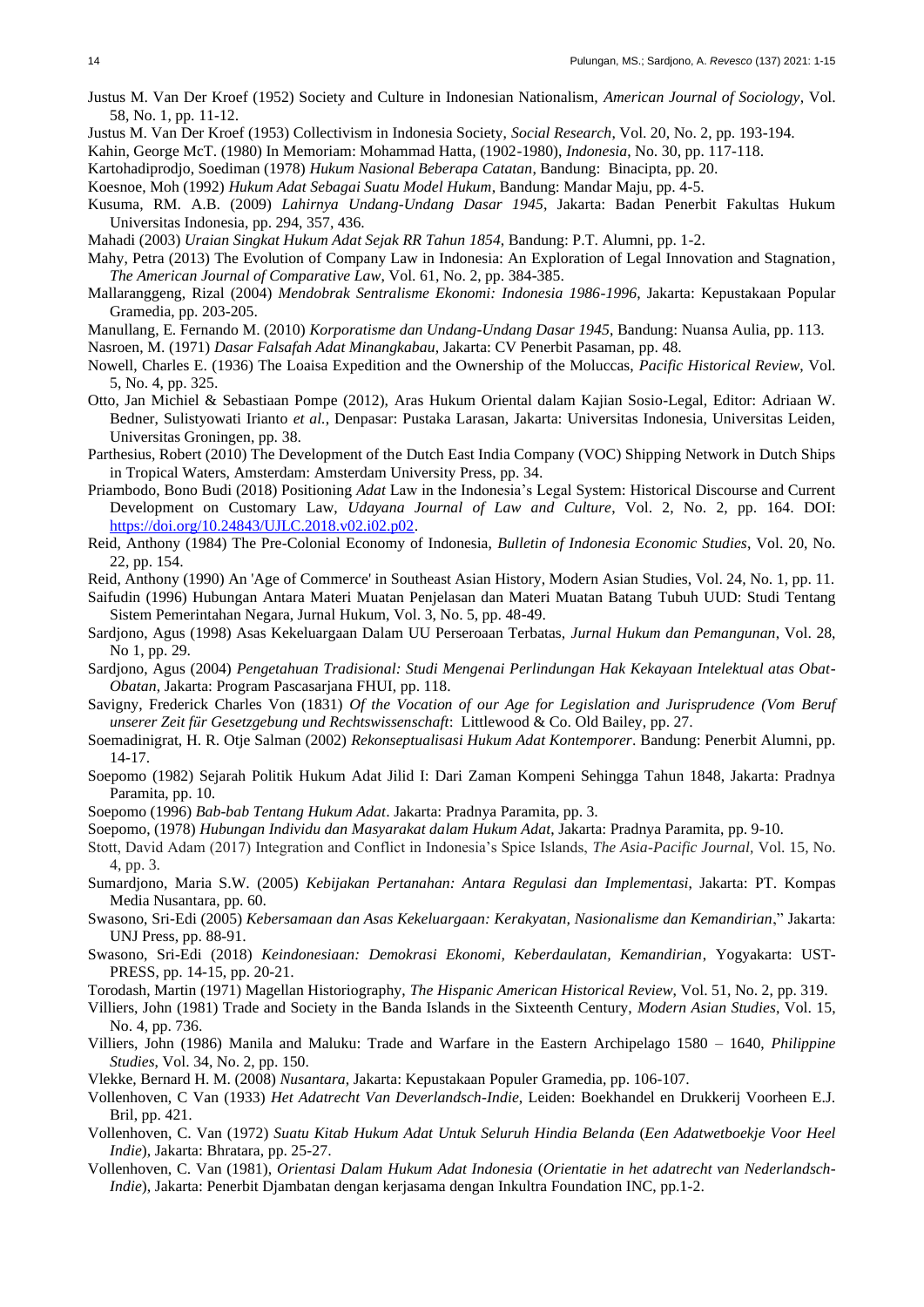Justus M. Van Der Kroef (1952) Society and Culture in Indonesian Nationalism, *American Journal of Sociology*, Vol. 58, No. 1, pp. 11-12.

Justus M. Van Der Kroef (1953) Collectivism in Indonesia Society, *Social Research*, Vol. 20, No. 2, pp. 193-194.

Kahin, George McT. (1980) In Memoriam: Mohammad Hatta, (1902-1980), *Indonesia*, No. 30, pp. 117-118.

Kartohadiprodjo, Soediman (1978) *Hukum Nasional Beberapa Catatan*, Bandung: Binacipta, pp. 20.

Koesnoe, Moh (1992) *Hukum Adat Sebagai Suatu Model Hukum*, Bandung: Mandar Maju, pp. 4-5.

Kusuma, RM. A.B. (2009) *Lahirnya Undang-Undang Dasar 1945*, Jakarta: Badan Penerbit Fakultas Hukum Universitas Indonesia, pp. 294, 357, 436.

Mahadi (2003) *Uraian Singkat Hukum Adat Sejak RR Tahun 1854*, Bandung: P.T. Alumni, pp. 1-2.

Mahy, Petra (2013) The Evolution of Company Law in Indonesia: An Exploration of Legal Innovation and Stagnation, *The American Journal of Comparative Law*, Vol. 61, No. 2, pp. 384-385.

Mallaranggeng, Rizal (2004) *Mendobrak Sentralisme Ekonomi: Indonesia 1986-1996*, Jakarta: Kepustakaan Popular Gramedia, pp. 203-205.

Manullang, E. Fernando M. (2010) *Korporatisme dan Undang-Undang Dasar 1945*, Bandung: Nuansa Aulia, pp. 113.

Nasroen, M. (1971) *Dasar Falsafah Adat Minangkabau*, Jakarta: CV Penerbit Pasaman, pp. 48.

Nowell, Charles E. (1936) The Loaisa Expedition and the Ownership of the Moluccas, *Pacific Historical Review*, Vol. 5, No. 4, pp. 325.

Otto, Jan Michiel & Sebastiaan Pompe (2012), Aras Hukum Oriental dalam Kajian Sosio-Legal, Editor: Adriaan W. Bedner, Sulistyowati Irianto *et al.*, Denpasar: Pustaka Larasan, Jakarta: Universitas Indonesia, Universitas Leiden, Universitas Groningen, pp. 38.

Parthesius, Robert (2010) The Development of the Dutch East India Company (VOC) Shipping Network in Dutch Ships in Tropical Waters, Amsterdam: Amsterdam University Press, pp. 34.

Priambodo, Bono Budi (2018) Positioning *Adat* Law in the Indonesia's Legal System: Historical Discourse and Current Development on Customary Law, *Udayana Journal of Law and Culture*, Vol. 2, No. 2, pp. 164. DOI: https://doi.org/10.24843/UJLC.2018.v02.i02.p02.

Reid, Anthony (1984) The Pre-Colonial Economy of Indonesia, *Bulletin of Indonesia Economic Studies*, Vol. 20, No. 22, pp. 154.

Reid, Anthony (1990) An 'Age of Commerce' in Southeast Asian History, Modern Asian Studies, Vol. 24, No. 1, pp. 11.

Saifudin (1996) Hubungan Antara Materi Muatan Penjelasan dan Materi Muatan Batang Tubuh UUD: Studi Tentang Sistem Pemerintahan Negara, Jurnal Hukum, Vol. 3, No. 5, pp. 48-49.

Sardjono, Agus (1998) Asas Kekeluargaan Dalam UU Perseroaan Terbatas, *Jurnal Hukum dan Pemangunan*, Vol. 28, No 1, pp. 29.

Sardjono, Agus (2004) *Pengetahuan Tradisional: Studi Mengenai Perlindungan Hak Kekayaan Intelektual atas Obat-Obatan*, Jakarta: Program Pascasarjana FHUI, pp. 118.

Savigny, Frederick Charles Von (1831) *Of the Vocation of our Age for Legislation and Jurisprudence (Vom Beruf unserer Zeit für Gesetzgebung und Rechtswissenschaft*: Littlewood & Co. Old Bailey, pp. 27.

Soemadinigrat, H. R. Otje Salman (2002) *Rekonseptualisasi Hukum Adat Kontemporer*. Bandung: Penerbit Alumni, pp. 14-17.

Soepomo (1982) Sejarah Politik Hukum Adat Jilid I: Dari Zaman Kompeni Sehingga Tahun 1848, Jakarta: Pradnya Paramita, pp. 10.

Soepomo (1996) *Bab-bab Tentang Hukum Adat*. Jakarta: Pradnya Paramita, pp. 3.

Soepomo, (1978) *Hubungan Individu dan Masyarakat dalam Hukum Adat*, Jakarta: Pradnya Paramita, pp. 9-10.

Stott, David Adam (2017) Integration and Conflict in Indonesia's Spice Islands, *The Asia-Pacific Journal*, Vol. 15, No. 4, pp. 3.

Sumardjono, Maria S.W. (2005) *Kebijakan Pertanahan: Antara Regulasi dan Implementasi*, Jakarta: PT. Kompas Media Nusantara, pp. 60.

Swasono, Sri-Edi (2005) *Kebersamaan dan Asas Kekeluargaan: Kerakyatan, Nasionalisme dan Kemandirian*," Jakarta: UNJ Press, pp. 88-91.

Swasono, Sri-Edi (2018) *Keindonesiaan: Demokrasi Ekonomi, Keberdaulatan, Kemandirian*, Yogyakarta: UST-PRESS, pp. 14-15, pp. 20-21.

Torodash, Martin (1971) Magellan Historiography, *The Hispanic American Historical Review*, Vol. 51, No. 2, pp. 319.

Villiers, John (1981) Trade and Society in the Banda Islands in the Sixteenth Century, *Modern Asian Studies*, Vol. 15, No. 4, pp. 736.

Villiers, John (1986) Manila and Maluku: Trade and Warfare in the Eastern Archipelago 1580 – 1640, *Philippine Studies*, Vol. 34, No. 2, pp. 150.

Vlekke, Bernard H. M. (2008) *Nusantara*, Jakarta: Kepustakaan Populer Gramedia, pp. 106-107.

Vollenhoven, C Van (1933) *Het Adatrecht Van Deverlandsch-Indie*, Leiden: Boekhandel en Drukkerij Voorheen E.J. Bril, pp. 421.

Vollenhoven, C. Van (1972) *Suatu Kitab Hukum Adat Untuk Seluruh Hindia Belanda* (*Een Adatwetboekje Voor Heel Indie*), Jakarta: Bhratara, pp. 25-27.

Vollenhoven, C. Van (1981), *Orientasi Dalam Hukum Adat Indonesia* (*Orientatie in het adatrecht van Nederlandsch-Indie*), Jakarta: Penerbit Djambatan dengan kerjasama dengan Inkultra Foundation INC, pp.1-2.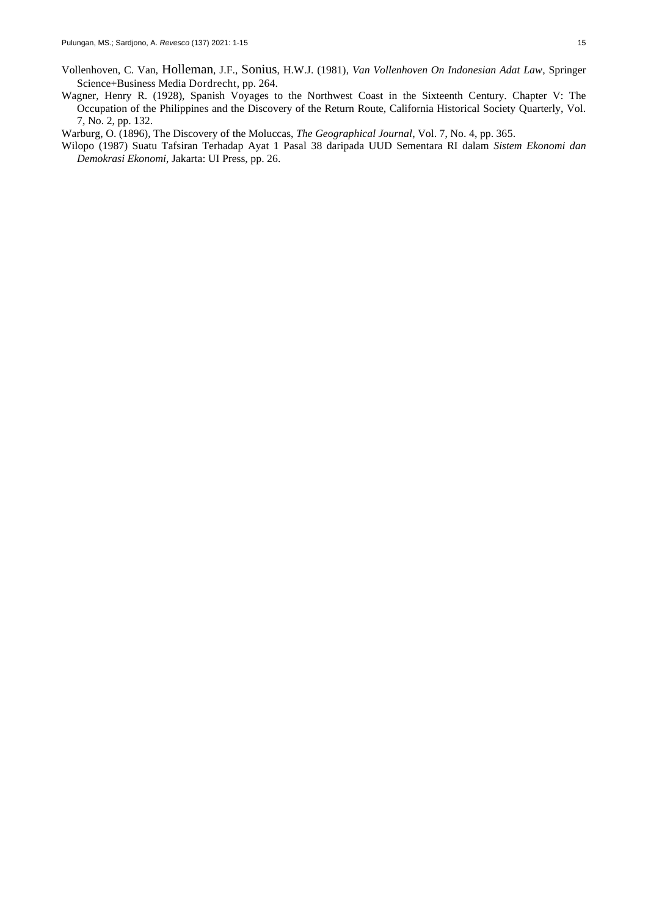Vollenhoven, C. Van, Holleman, J.F., Sonius, H.W.J. (1981), *Van Vollenhoven On Indonesian Adat Law*, Springer Science+Business Media Dordrecht, pp. 264.

Wagner, Henry R. (1928), Spanish Voyages to the Northwest Coast in the Sixteenth Century. Chapter V: The Occupation of the Philippines and the Discovery of the Return Route, California Historical Society Quarterly, Vol. 7, No. 2, pp. 132.

Warburg, O. (1896), The Discovery of the Moluccas, *The Geographical Journal*, Vol. 7, No. 4, pp. 365.

Wilopo (1987) Suatu Tafsiran Terhadap Ayat 1 Pasal 38 daripada UUD Sementara RI dalam *Sistem Ekonomi dan Demokrasi Ekonomi*, Jakarta: UI Press, pp. 26.